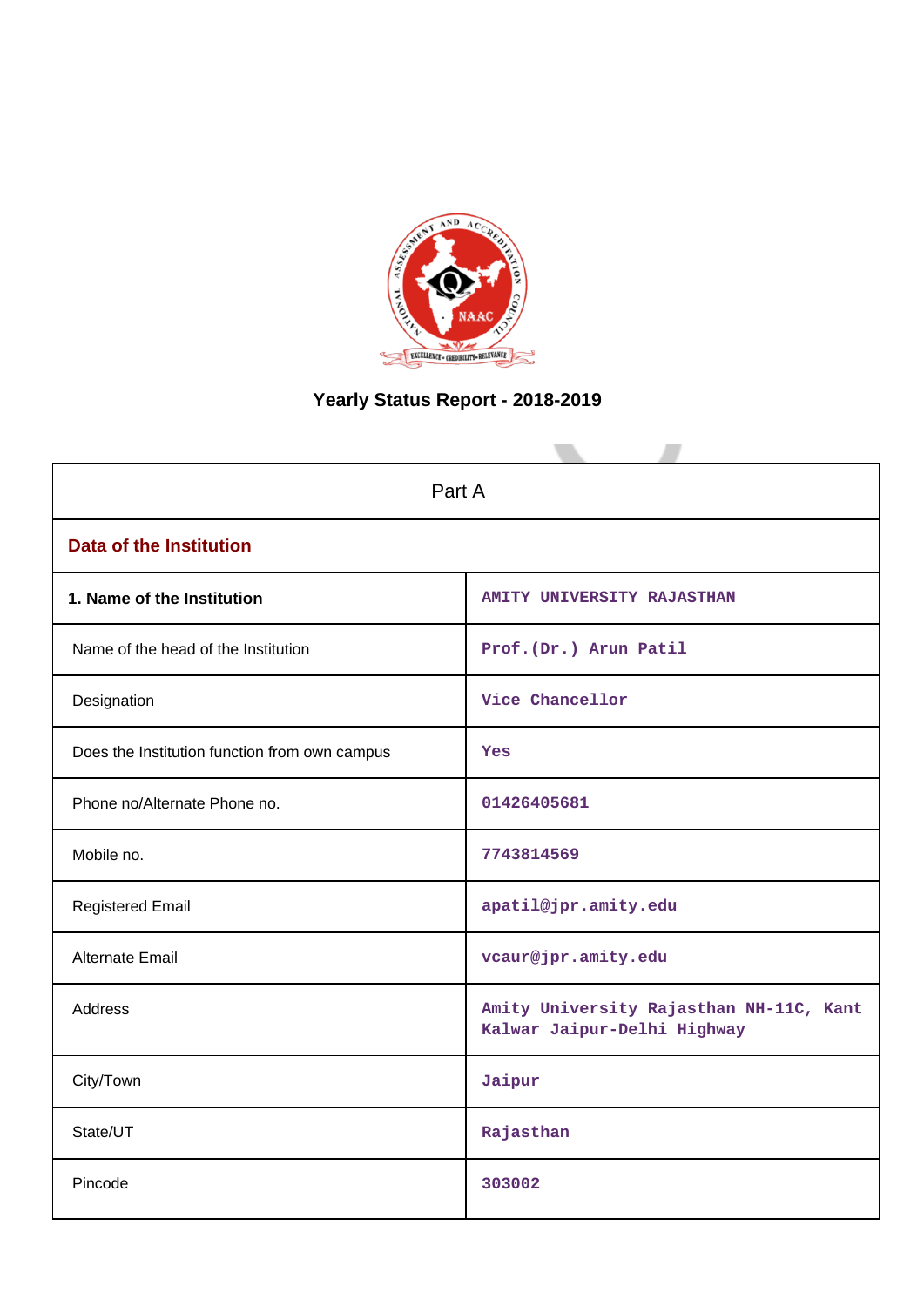# Yearly Status Report - 2018-2019

| Part A | |
|---|---|
| **Data of the Institution** | |
| **1. Name of the Institution** | AMITY UNIVERSITY RAJASTHAN |
| Name of the head of the Institution | Prof.(Dr.) Arun Patil |
| Designation | Vice Chancellor |
| Does the Institution function from own campus | Yes |
| Phone no/Alternate Phone no. | 01426405681 |
| Mobile no. | 7743814569 |
| Registered Email | apatil@jpr.amity.edu |
| Alternate Email | vcaur@jpr.amity.edu |
| Address | Amity University Rajasthan NH-11C, Kant Kalwar Jaipur-Delhi Highway |
| City/Town | Jaipur |
| State/UT | Rajasthan |
| Pincode | 303002 |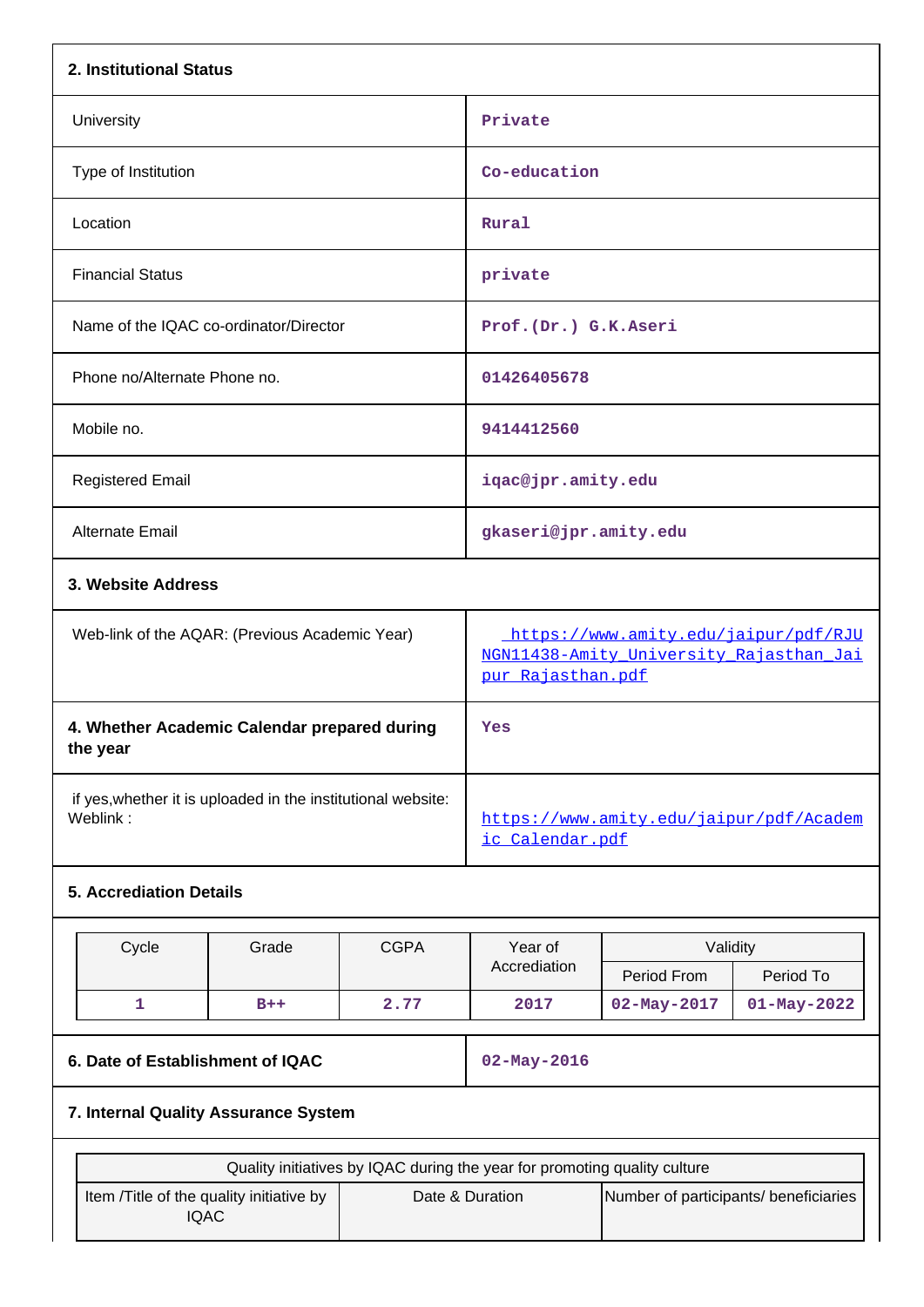## 2. Institutional Status

| | |
|---|---|
| University | Private |
| Type of Institution | Co-education |
| Location | Rural |
| Financial Status | private |
| Name of the IQAC co-ordinator/Director | Prof.(Dr.) G.K.Aseri |
| Phone no/Alternate Phone no. | 01426405678 |
| Mobile no. | 9414412560 |
| Registered Email | iqac@jpr.amity.edu |
| Alternate Email | gkaseri@jpr.amity.edu |

## 3. Website Address

| | |
|---|---|
| Web-link of the AQAR: (Previous Academic Year) | https://www.amity.edu/jaipur/pdf/RJUNGN11438-Amity_University_Rajasthan_Jaipur_Rajasthan.pdf |
| **4. Whether Academic Calendar prepared during the year** | Yes |
| if yes,whether it is uploaded in the institutional website: Weblink : | https://www.amity.edu/jaipur/pdf/Academic_Calendar.pdf |

## 5. Accrediation Details

| Cycle | Grade | CGPA | Year of Accrediation | Validity | |
|---|---|---|---|---|---|
| | | | | Period From | Period To |
| 1 | B++ | 2.77 | 2017 | 02-May-2017 | 01-May-2022 |

| | |
|---|---|
| **6. Date of Establishment of IQAC** | 02-May-2016 |

## 7. Internal Quality Assurance System

| Quality initiatives by IQAC during the year for promoting quality culture | | |
|---|---|---|
| Item /Title of the quality initiative by IQAC | Date & Duration | Number of participants/ beneficiaries |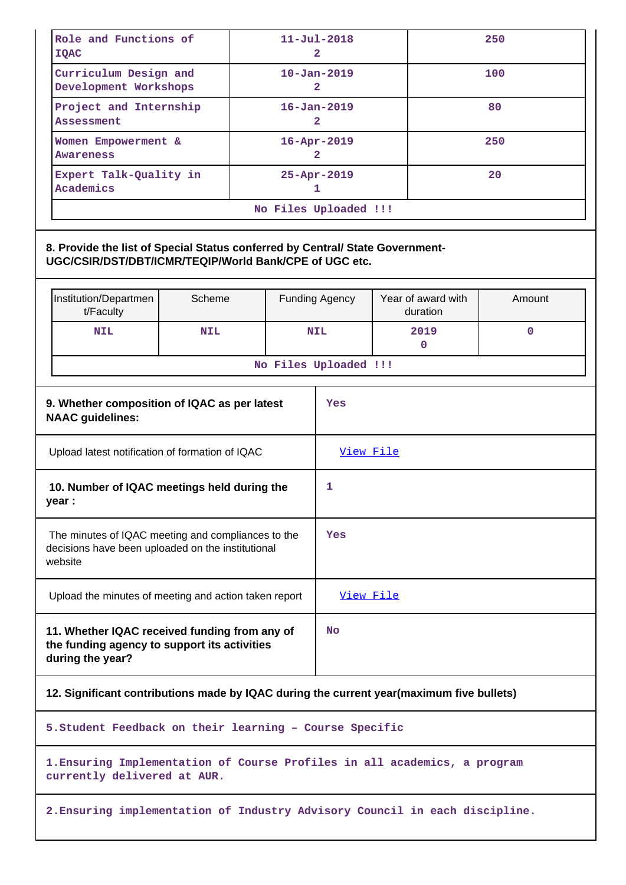| | | |
|---|---|---|
| Role and Functions of IQAC | 11-Jul-2018<br>2 | 250 |
| Curriculum Design and Development Workshops | 10-Jan-2019<br>2 | 100 |
| Project and Internship Assessment | 16-Jan-2019<br>2 | 80 |
| Women Empowerment & Awareness | 16-Apr-2019<br>2 | 250 |
| Expert Talk-Quality in Academics | 25-Apr-2019<br>1 | 20 |
| No Files Uploaded !!! | | |

**8. Provide the list of Special Status conferred by Central/ State Government- UGC/CSIR/DST/DBT/ICMR/TEQIP/World Bank/CPE of UGC etc.**

| Institution/Department/Faculty | Scheme | Funding Agency | Year of award with duration | Amount |
|---|---|---|---|---|
| NIL | NIL | NIL | 2019<br>0 | 0 |
| No Files Uploaded !!! | | | | |

| | |
|---|---|
| **9. Whether composition of IQAC as per latest NAAC guidelines:** | Yes |
| Upload latest notification of formation of IQAC | View File |
| **10. Number of IQAC meetings held during the year :** | 1 |
| The minutes of IQAC meeting and compliances to the decisions have been uploaded on the institutional website | Yes |
| Upload the minutes of meeting and action taken report | View File |
| **11. Whether IQAC received funding from any of the funding agency to support its activities during the year?** | No |

**12. Significant contributions made by IQAC during the current year(maximum five bullets)**

5.Student Feedback on their learning – Course Specific

1.Ensuring Implementation of Course Profiles in all academics, a program currently delivered at AUR.

2.Ensuring implementation of Industry Advisory Council in each discipline.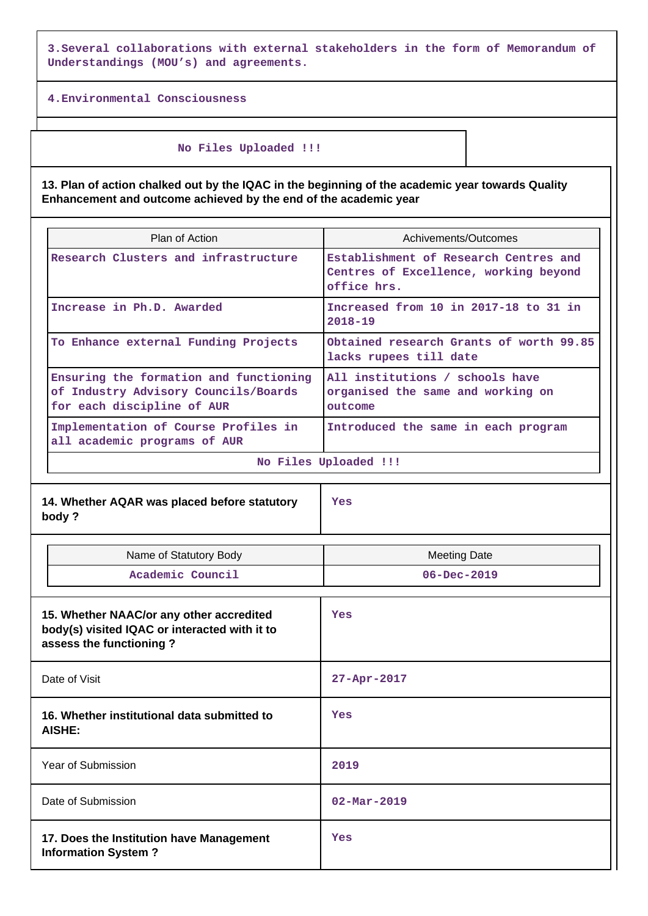3.Several collaborations with external stakeholders in the form of Memorandum of Understandings (MOU's) and agreements.

4.Environmental Consciousness

No Files Uploaded !!!

**13. Plan of action chalked out by the IQAC in the beginning of the academic year towards Quality Enhancement and outcome achieved by the end of the academic year**

| Plan of Action | Achivements/Outcomes |
|---|---|
| Research Clusters and infrastructure | Establishment of Research Centres and Centres of Excellence, working beyond office hrs. |
| Increase in Ph.D. Awarded | Increased from 10 in 2017-18 to 31 in 2018-19 |
| To Enhance external Funding Projects | Obtained research Grants of worth 99.85 lacks rupees till date |
| Ensuring the formation and functioning of Industry Advisory Councils/Boards for each discipline of AUR | All institutions / schools have organised the same and working on outcome |
| Implementation of Course Profiles in all academic programs of AUR | Introduced the same in each program |

No Files Uploaded !!!

| **14. Whether AQAR was placed before statutory body ?** | Yes |
|---|---|

| Name of Statutory Body | Meeting Date |
|---|---|
| Academic Council | 06-Dec-2019 |

| **15. Whether NAAC/or any other accredited body(s) visited IQAC or interacted with it to assess the functioning ?** | Yes |
|---|---|
| Date of Visit | 27-Apr-2017 |
| **16. Whether institutional data submitted to AISHE:** | Yes |
| Year of Submission | 2019 |
| Date of Submission | 02-Mar-2019 |
| **17. Does the Institution have Management Information System ?** | Yes |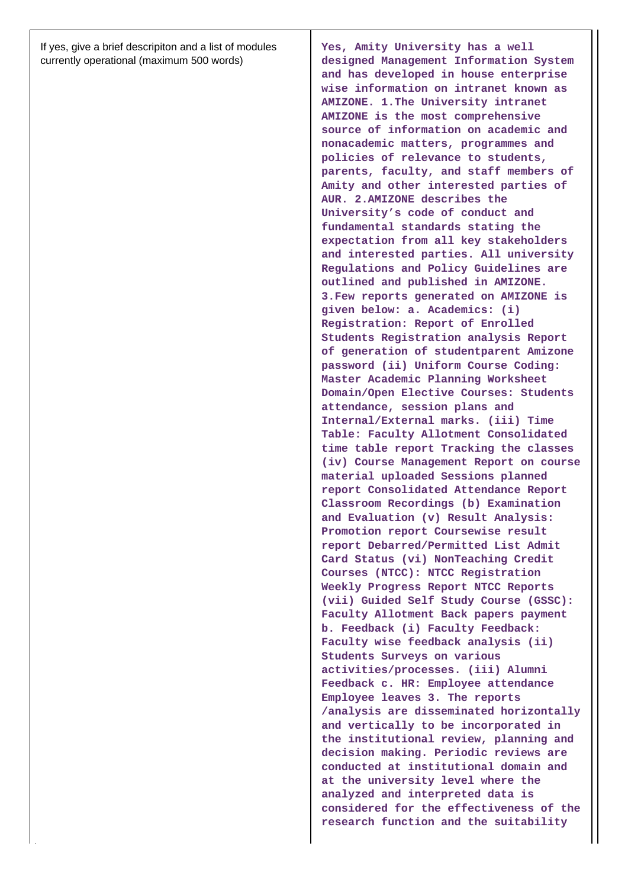| If yes, give a brief descripiton and a list of modules currently operational (maximum 500 words) | **Yes, Amity University has a well designed Management Information System and has developed in house enterprise wise information on intranet known as AMIZONE. 1.The University intranet AMIZONE is the most comprehensive source of information on academic and nonacademic matters, programmes and policies of relevance to students, parents, faculty, and staff members of Amity and other interested parties of AUR. 2.AMIZONE describes the University's code of conduct and fundamental standards stating the expectation from all key stakeholders and interested parties. All university Regulations and Policy Guidelines are outlined and published in AMIZONE. 3.Few reports generated on AMIZONE is given below: a. Academics: (i) Registration: Report of Enrolled Students Registration analysis Report of generation of studentparent Amizone password (ii) Uniform Course Coding: Master Academic Planning Worksheet Domain/Open Elective Courses: Students attendance, session plans and Internal/External marks. (iii) Time Table: Faculty Allotment Consolidated time table report Tracking the classes (iv) Course Management Report on course material uploaded Sessions planned report Consolidated Attendance Report Classroom Recordings (b) Examination and Evaluation (v) Result Analysis: Promotion report Coursewise result report Debarred/Permitted List Admit Card Status (vi) NonTeaching Credit Courses (NTCC): NTCC Registration Weekly Progress Report NTCC Reports (vii) Guided Self Study Course (GSSC): Faculty Allotment Back papers payment b. Feedback (i) Faculty Feedback: Faculty wise feedback analysis (ii) Students Surveys on various activities/processes. (iii) Alumni Feedback c. HR: Employee attendance Employee leaves 3. The reports /analysis are disseminated horizontally and vertically to be incorporated in the institutional review, planning and decision making. Periodic reviews are conducted at institutional domain and at the university level where the analyzed and interpreted data is considered for the effectiveness of the research function and the suitability** |
|---|---|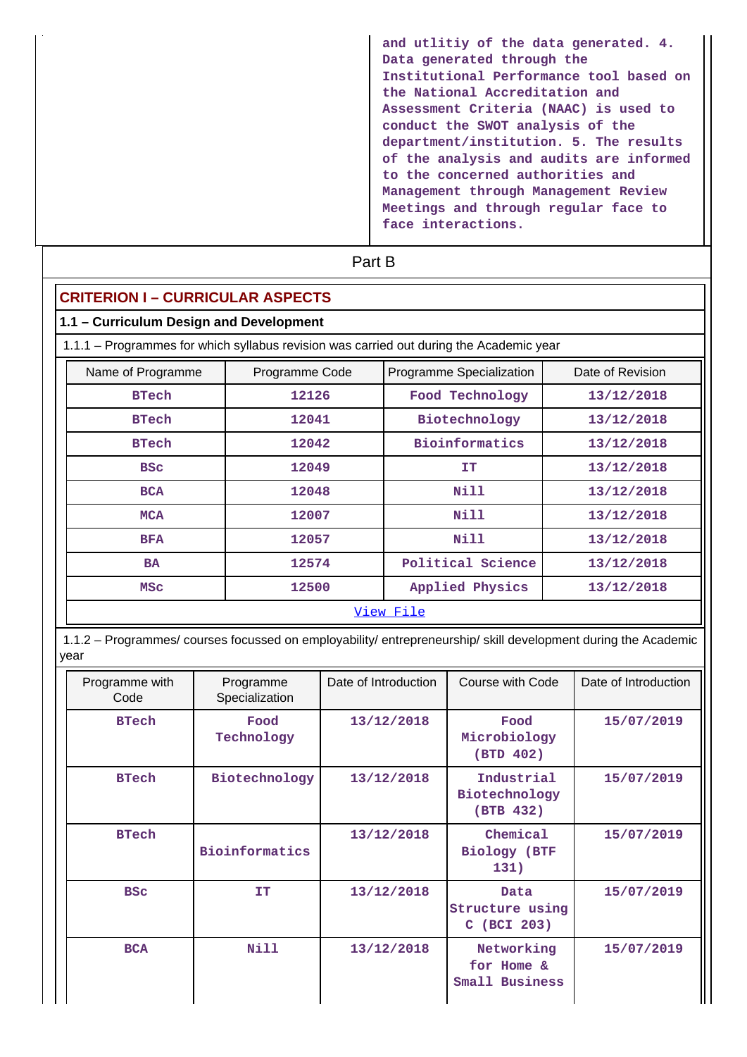and utlitiy of the data generated. 4. Data generated through the Institutional Performance tool based on the National Accreditation and Assessment Criteria (NAAC) is used to conduct the SWOT analysis of the department/institution. 5. The results of the analysis and audits are informed to the concerned authorities and Management through Management Review Meetings and through regular face to face interactions.

## Part B

### CRITERION I – CURRICULAR ASPECTS

#### 1.1 – Curriculum Design and Development

1.1.1 – Programmes for which syllabus revision was carried out during the Academic year

| Name of Programme | Programme Code | Programme Specialization | Date of Revision |
|---|---|---|---|
| BTech | 12126 | Food Technology | 13/12/2018 |
| BTech | 12041 | Biotechnology | 13/12/2018 |
| BTech | 12042 | Bioinformatics | 13/12/2018 |
| BSc | 12049 | IT | 13/12/2018 |
| BCA | 12048 | Nill | 13/12/2018 |
| MCA | 12007 | Nill | 13/12/2018 |
| BFA | 12057 | Nill | 13/12/2018 |
| BA | 12574 | Political Science | 13/12/2018 |
| MSc | 12500 | Applied Physics | 13/12/2018 |

View File

1.1.2 – Programmes/ courses focussed on employability/ entrepreneurship/ skill development during the Academic year

| Programme with Code | Programme Specialization | Date of Introduction | Course with Code | Date of Introduction |
|---|---|---|---|---|
| BTech | Food Technology | 13/12/2018 | Food Microbiology (BTD 402) | 15/07/2019 |
| BTech | Biotechnology | 13/12/2018 | Industrial Biotechnology (BTB 432) | 15/07/2019 |
| BTech | Bioinformatics | 13/12/2018 | Chemical Biology (BTF 131) | 15/07/2019 |
| BSc | IT | 13/12/2018 | Data Structure using C (BCI 203) | 15/07/2019 |
| BCA | Nill | 13/12/2018 | Networking for Home & Small Business | 15/07/2019 |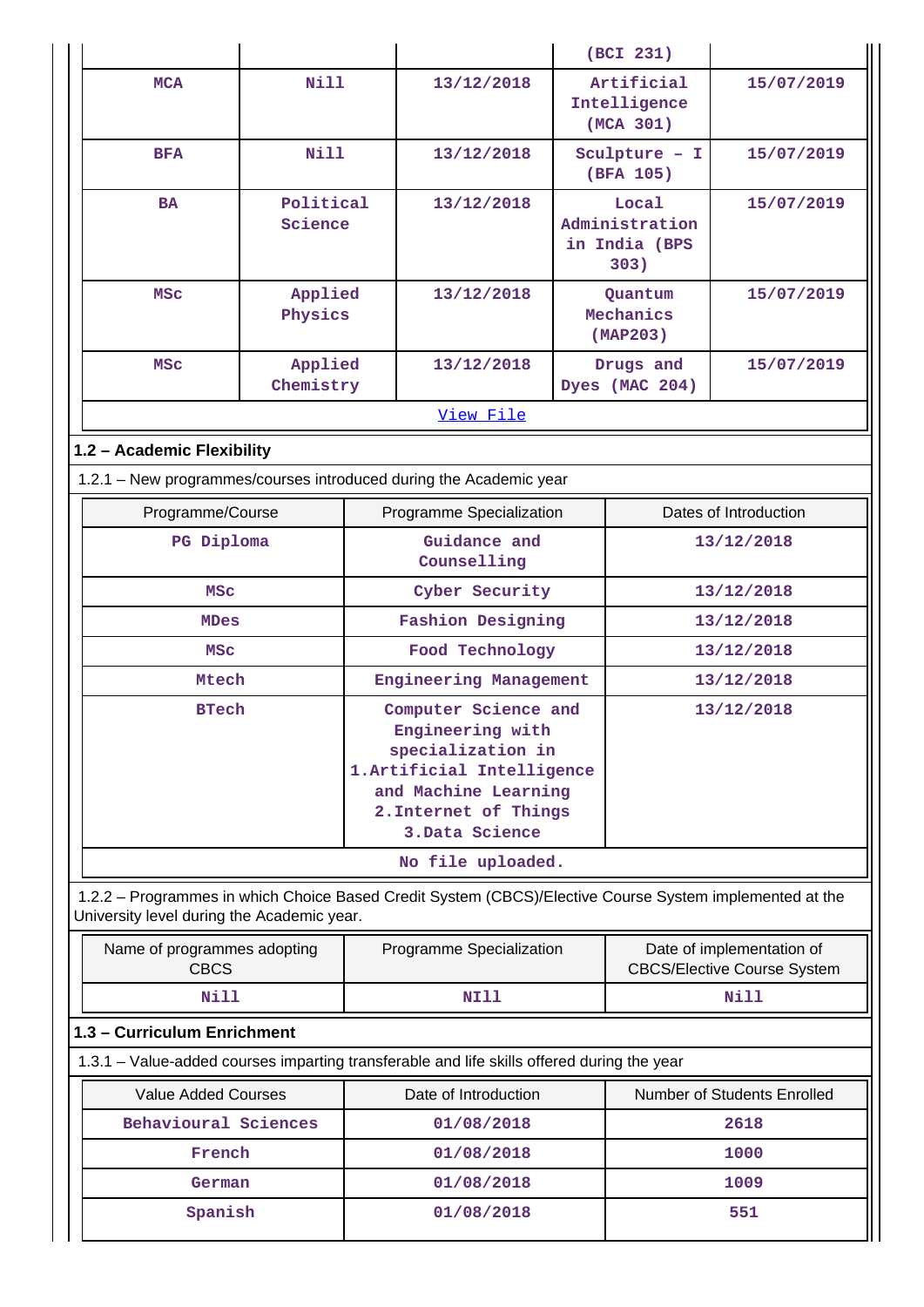| | | | (BCI 231) | |
|---|---|---|---|---|
| MCA | Nill | 13/12/2018 | Artificial Intelligence (MCA 301) | 15/07/2019 |
| BFA | Nill | 13/12/2018 | Sculpture – I (BFA 105) | 15/07/2019 |
| BA | Political Science | 13/12/2018 | Local Administration in India (BPS 303) | 15/07/2019 |
| MSc | Applied Physics | 13/12/2018 | Quantum Mechanics (MAP203) | 15/07/2019 |
| MSc | Applied Chemistry | 13/12/2018 | Drugs and Dyes (MAC 204) | 15/07/2019 |
| View File | | | | |

**1.2 – Academic Flexibility**

1.2.1 – New programmes/courses introduced during the Academic year

| Programme/Course | Programme Specialization | Dates of Introduction |
|---|---|---|
| PG Diploma | Guidance and Counselling | 13/12/2018 |
| MSc | Cyber Security | 13/12/2018 |
| MDes | Fashion Designing | 13/12/2018 |
| MSc | Food Technology | 13/12/2018 |
| Mtech | Engineering Management | 13/12/2018 |
| BTech | Computer Science and Engineering with specialization in 1.Artificial Intelligence and Machine Learning 2.Internet of Things 3.Data Science | 13/12/2018 |
| No file uploaded. | | |

1.2.2 – Programmes in which Choice Based Credit System (CBCS)/Elective Course System implemented at the University level during the Academic year.

| Name of programmes adopting CBCS | Programme Specialization | Date of implementation of CBCS/Elective Course System |
|---|---|---|
| Nill | NIll | Nill |

**1.3 – Curriculum Enrichment**

1.3.1 – Value-added courses imparting transferable and life skills offered during the year

| Value Added Courses | Date of Introduction | Number of Students Enrolled |
|---|---|---|
| Behavioural Sciences | 01/08/2018 | 2618 |
| French | 01/08/2018 | 1000 |
| German | 01/08/2018 | 1009 |
| Spanish | 01/08/2018 | 551 |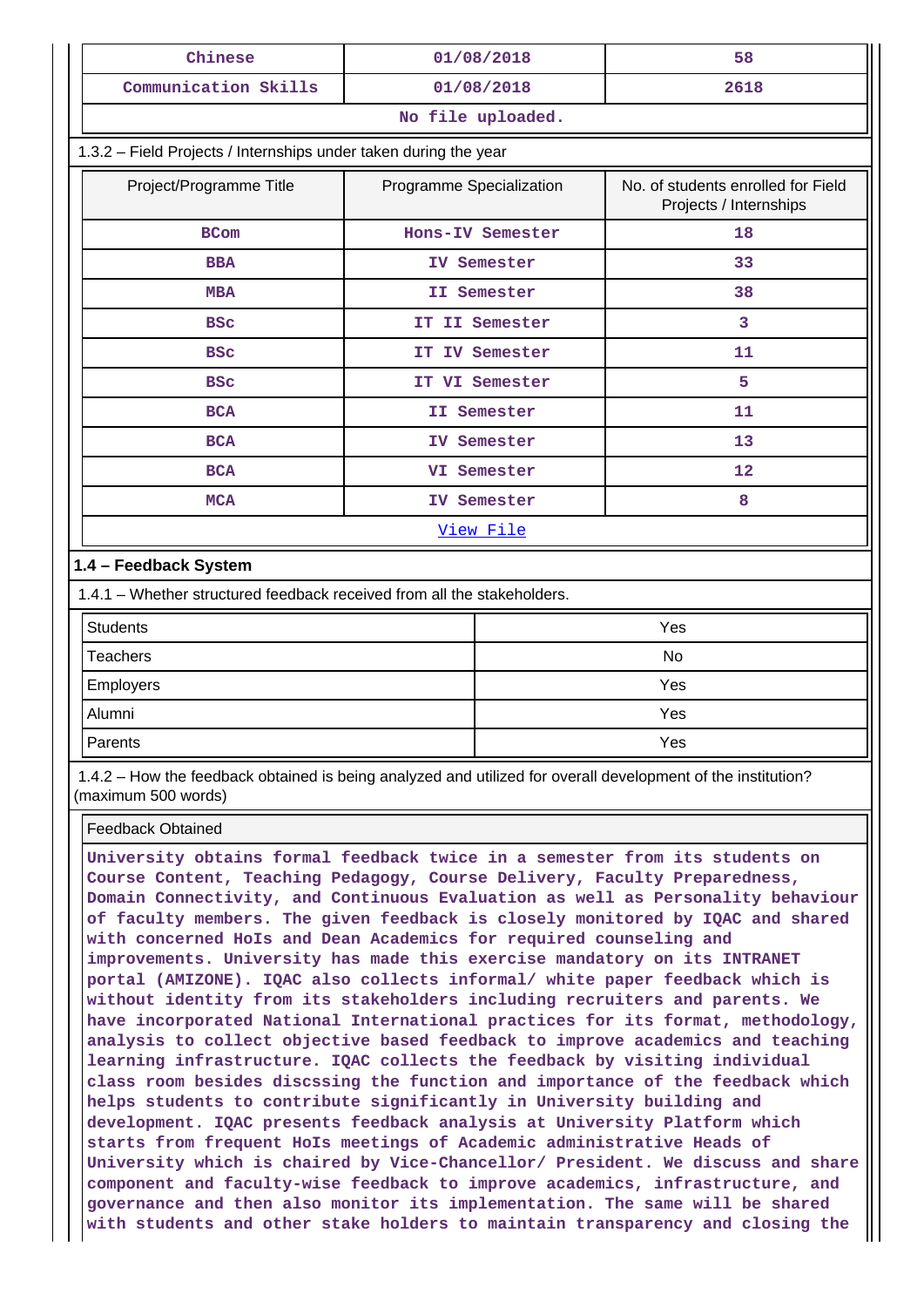| Chinese | 01/08/2018 | 58 |
|---|---|---|
| Communication Skills | 01/08/2018 | 2618 |
| No file uploaded. | | |

1.3.2 – Field Projects / Internships under taken during the year

| Project/Programme Title | Programme Specialization | No. of students enrolled for Field Projects / Internships |
|---|---|---|
| BCom | Hons-IV Semester | 18 |
| BBA | IV Semester | 33 |
| MBA | II Semester | 38 |
| BSc | IT II Semester | 3 |
| BSc | IT IV Semester | 11 |
| BSc | IT VI Semester | 5 |
| BCA | II Semester | 11 |
| BCA | IV Semester | 13 |
| BCA | VI Semester | 12 |
| MCA | IV Semester | 8 |
| View File | | |

## 1.4 – Feedback System

1.4.1 – Whether structured feedback received from all the stakeholders.

| Students | Yes |
|---|---|
| Teachers | No |
| Employers | Yes |
| Alumni | Yes |
| Parents | Yes |

1.4.2 – How the feedback obtained is being analyzed and utilized for overall development of the institution? (maximum 500 words)

Feedback Obtained

University obtains formal feedback twice in a semester from its students on Course Content, Teaching Pedagogy, Course Delivery, Faculty Preparedness, Domain Connectivity, and Continuous Evaluation as well as Personality behaviour of faculty members. The given feedback is closely monitored by IQAC and shared with concerned HoIs and Dean Academics for required counseling and improvements. University has made this exercise mandatory on its INTRANET portal (AMIZONE). IQAC also collects informal/ white paper feedback which is without identity from its stakeholders including recruiters and parents. We have incorporated National International practices for its format, methodology, analysis to collect objective based feedback to improve academics and teaching learning infrastructure. IQAC collects the feedback by visiting individual class room besides discssing the function and importance of the feedback which helps students to contribute significantly in University building and development. IQAC presents feedback analysis at University Platform which starts from frequent HoIs meetings of Academic administrative Heads of University which is chaired by Vice-Chancellor/ President. We discuss and share component and faculty-wise feedback to improve academics, infrastructure, and governance and then also monitor its implementation. The same will be shared with students and other stake holders to maintain transparency and closing the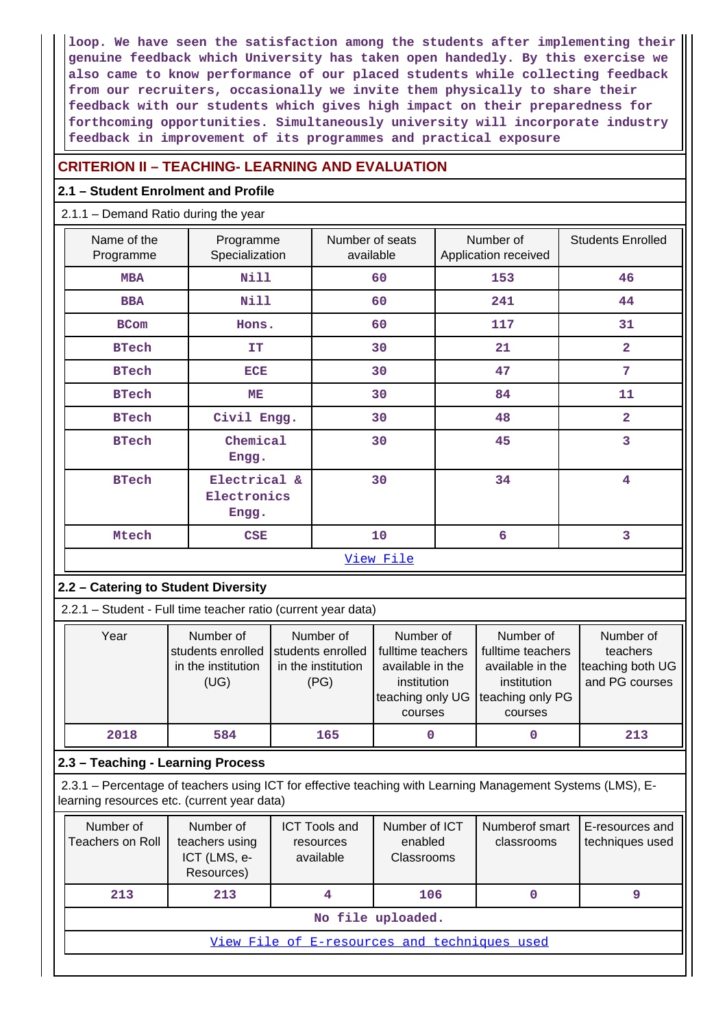loop. We have seen the satisfaction among the students after implementing their genuine feedback which University has taken open handedly. By this exercise we also came to know performance of our placed students while collecting feedback from our recruiters, occasionally we invite them physically to share their feedback with our students which gives high impact on their preparedness for forthcoming opportunities. Simultaneously university will incorporate industry feedback in improvement of its programmes and practical exposure

## CRITERION II – TEACHING- LEARNING AND EVALUATION

### 2.1 – Student Enrolment and Profile

2.1.1 – Demand Ratio during the year

| Name of the Programme | Programme Specialization | Number of seats available | Number of Application received | Students Enrolled |
|---|---|---|---|---|
| MBA | Nill | 60 | 153 | 46 |
| BBA | Nill | 60 | 241 | 44 |
| BCom | Hons. | 60 | 117 | 31 |
| BTech | IT | 30 | 21 | 2 |
| BTech | ECE | 30 | 47 | 7 |
| BTech | ME | 30 | 84 | 11 |
| BTech | Civil Engg. | 30 | 48 | 2 |
| BTech | Chemical Engg. | 30 | 45 | 3 |
| BTech | Electrical & Electronics Engg. | 30 | 34 | 4 |
| Mtech | CSE | 10 | 6 | 3 |
| View File | | | | |

### 2.2 – Catering to Student Diversity

2.2.1 – Student - Full time teacher ratio (current year data)

| Year | Number of students enrolled in the institution (UG) | Number of students enrolled in the institution (PG) | Number of fulltime teachers available in the institution teaching only UG courses | Number of fulltime teachers available in the institution teaching only PG courses | Number of teachers teaching both UG and PG courses |
|---|---|---|---|---|---|
| 2018 | 584 | 165 | 0 | 0 | 213 |

### 2.3 – Teaching - Learning Process

2.3.1 – Percentage of teachers using ICT for effective teaching with Learning Management Systems (LMS), E-learning resources etc. (current year data)

| Number of Teachers on Roll | Number of teachers using ICT (LMS, e-Resources) | ICT Tools and resources available | Number of ICT enabled Classrooms | Numberof smart classrooms | E-resources and techniques used |
|---|---|---|---|---|---|
| 213 | 213 | 4 | 106 | 0 | 9 |
| No file uploaded. | | | | | |
| View File of E-resources and techniques used | | | | | |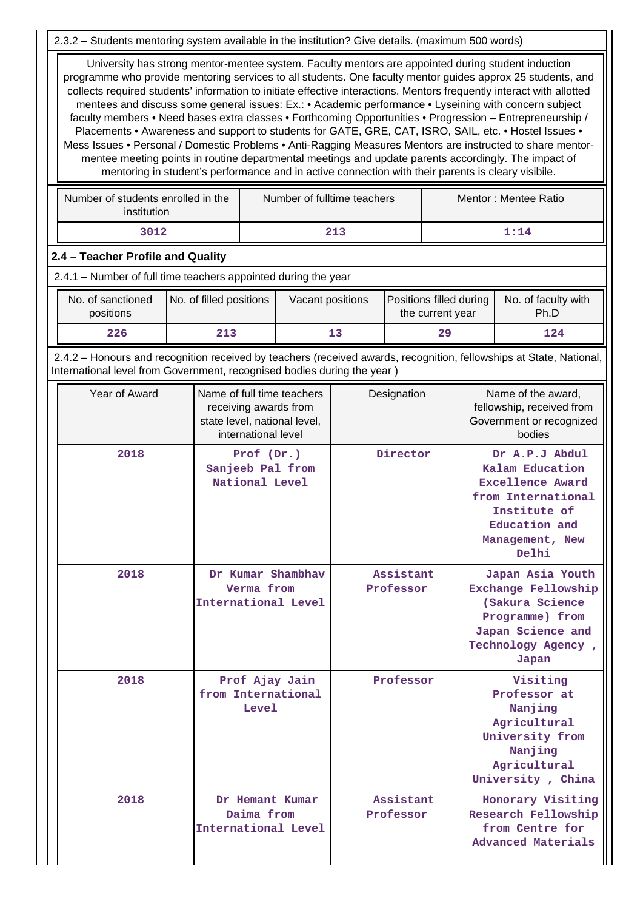2.3.2 – Students mentoring system available in the institution? Give details. (maximum 500 words)

University has strong mentor-mentee system. Faculty mentors are appointed during student induction programme who provide mentoring services to all students. One faculty mentor guides approx 25 students, and collects required students' information to initiate effective interactions. Mentors frequently interact with allotted mentees and discuss some general issues: Ex.: • Academic performance • Lyseining with concern subject faculty members • Need bases extra classes • Forthcoming Opportunities • Progression – Entrepreneurship / Placements • Awareness and support to students for GATE, GRE, CAT, ISRO, SAIL, etc. • Hostel Issues • Mess Issues • Personal / Domestic Problems • Anti-Ragging Measures Mentors are instructed to share mentor-mentee meeting points in routine departmental meetings and update parents accordingly. The impact of mentoring in student's performance and in active connection with their parents is cleary visibile.

| Number of students enrolled in the institution | Number of fulltime teachers | Mentor : Mentee Ratio |
|---|---|---|
| 3012 | 213 | 1:14 |

## 2.4 – Teacher Profile and Quality

2.4.1 – Number of full time teachers appointed during the year

| No. of sanctioned positions | No. of filled positions | Vacant positions | Positions filled during the current year | No. of faculty with Ph.D |
|---|---|---|---|---|
| 226 | 213 | 13 | 29 | 124 |

2.4.2 – Honours and recognition received by teachers (received awards, recognition, fellowships at State, National, International level from Government, recognised bodies during the year )

| Year of Award | Name of full time teachers receiving awards from state level, national level, international level | Designation | Name of the award, fellowship, received from Government or recognized bodies |
|---|---|---|---|
| 2018 | Prof (Dr.) Sanjeeb Pal from National Level | Director | Dr A.P.J Abdul Kalam Education Excellence Award from International Institute of Education and Management, New Delhi |
| 2018 | Dr Kumar Shambhav Verma from International Level | Assistant Professor | Japan Asia Youth Exchange Fellowship (Sakura Science Programme) from Japan Science and Technology Agency , Japan |
| 2018 | Prof Ajay Jain from International Level | Professor | Visiting Professor at Nanjing Agricultural University from Nanjing Agricultural University , China |
| 2018 | Dr Hemant Kumar Daima from International Level | Assistant Professor | Honorary Visiting Research Fellowship from Centre for Advanced Materials |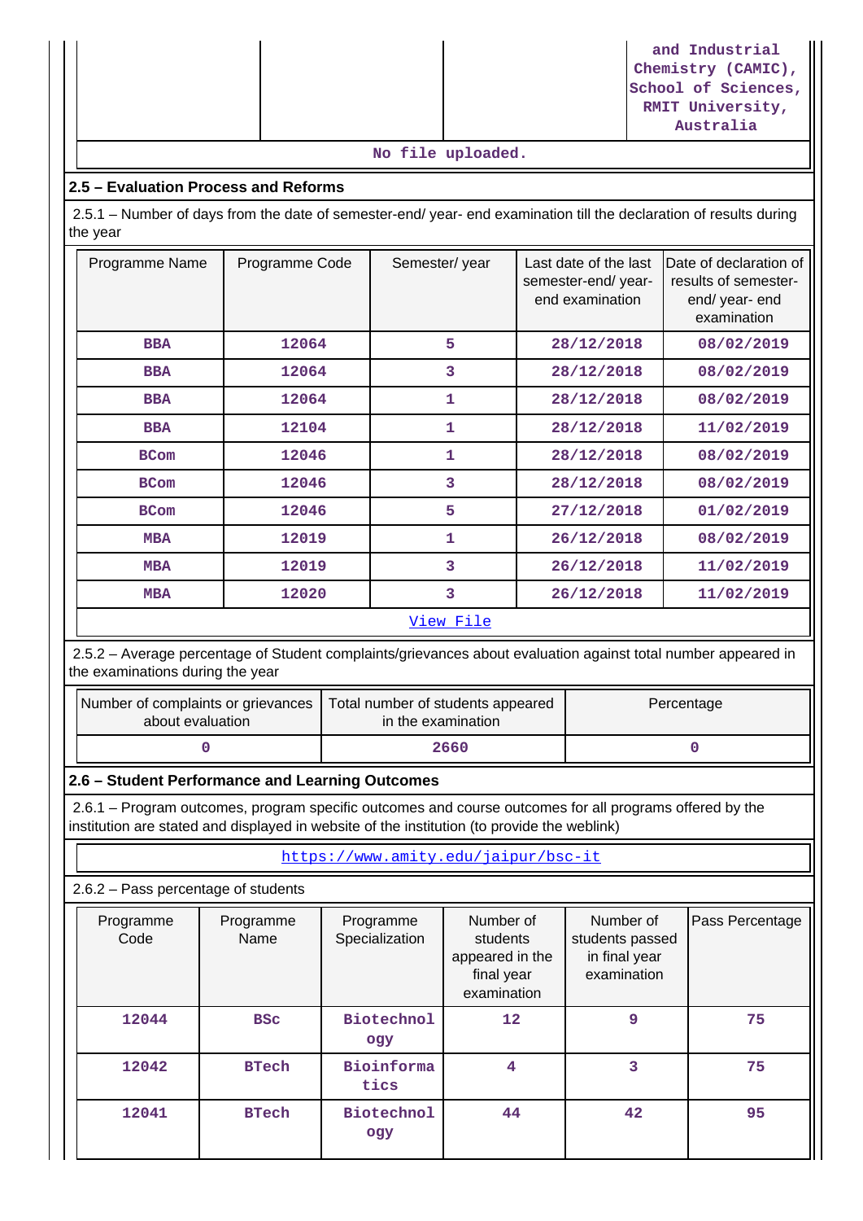| | | | and Industrial Chemistry (CAMIC), School of Sciences, RMIT University, Australia |
|---|---|---|---|

No file uploaded.

### 2.5 – Evaluation Process and Reforms

2.5.1 – Number of days from the date of semester-end/ year- end examination till the declaration of results during the year

| Programme Name | Programme Code | Semester/ year | Last date of the last semester-end/ year- end examination | Date of declaration of results of semester- end/ year- end examination |
|---|---|---|---|---|
| BBA | 12064 | 5 | 28/12/2018 | 08/02/2019 |
| BBA | 12064 | 3 | 28/12/2018 | 08/02/2019 |
| BBA | 12064 | 1 | 28/12/2018 | 08/02/2019 |
| BBA | 12104 | 1 | 28/12/2018 | 11/02/2019 |
| BCom | 12046 | 1 | 28/12/2018 | 08/02/2019 |
| BCom | 12046 | 3 | 28/12/2018 | 08/02/2019 |
| BCom | 12046 | 5 | 27/12/2018 | 01/02/2019 |
| MBA | 12019 | 1 | 26/12/2018 | 08/02/2019 |
| MBA | 12019 | 3 | 26/12/2018 | 11/02/2019 |
| MBA | 12020 | 3 | 26/12/2018 | 11/02/2019 |

View File

2.5.2 – Average percentage of Student complaints/grievances about evaluation against total number appeared in the examinations during the year

| Number of complaints or grievances about evaluation | Total number of students appeared in the examination | Percentage |
|---|---|---|
| 0 | 2660 | 0 |

### 2.6 – Student Performance and Learning Outcomes

2.6.1 – Program outcomes, program specific outcomes and course outcomes for all programs offered by the institution are stated and displayed in website of the institution (to provide the weblink)

https://www.amity.edu/jaipur/bsc-it

2.6.2 – Pass percentage of students

| Programme Code | Programme Name | Programme Specialization | Number of students appeared in the final year examination | Number of students passed in final year examination | Pass Percentage |
|---|---|---|---|---|---|
| 12044 | BSc | Biotechnology | 12 | 9 | 75 |
| 12042 | BTech | Bioinformatics | 4 | 3 | 75 |
| 12041 | BTech | Biotechnology | 44 | 42 | 95 |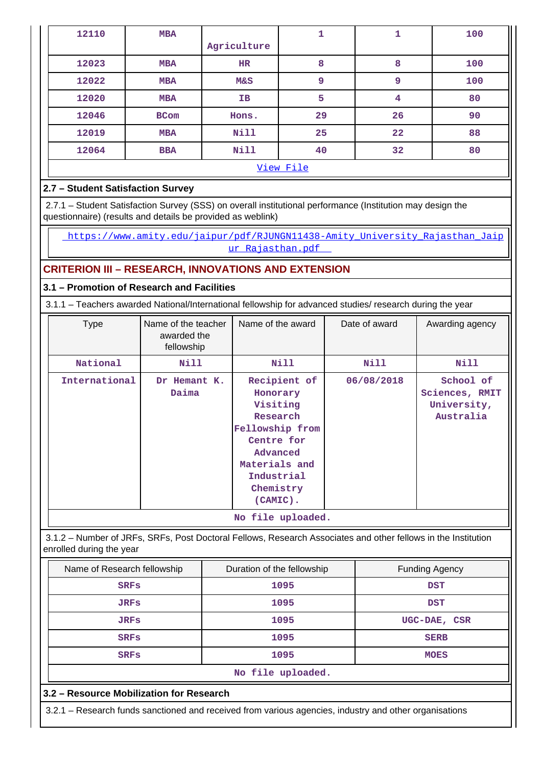| 12110 | MBA | Agriculture | 1 | 1 | 100 |
|---|---|---|---|---|---|
| 12023 | MBA | HR | 8 | 8 | 100 |
| 12022 | MBA | M&S | 9 | 9 | 100 |
| 12020 | MBA | IB | 5 | 4 | 80 |
| 12046 | BCom | Hons. | 29 | 26 | 90 |
| 12019 | MBA | Nill | 25 | 22 | 88 |
| 12064 | BBA | Nill | 40 | 32 | 80 |
| View File | | | | | |

### 2.7 – Student Satisfaction Survey

2.7.1 – Student Satisfaction Survey (SSS) on overall institutional performance (Institution may design the questionnaire) (results and details be provided as weblink)

https://www.amity.edu/jaipur/pdf/RJUNGN11438-Amity_University_Rajasthan_Jaipur_Rajasthan.pdf

## CRITERION III – RESEARCH, INNOVATIONS AND EXTENSION

### 3.1 – Promotion of Research and Facilities

3.1.1 – Teachers awarded National/International fellowship for advanced studies/ research during the year

| Type | Name of the teacher awarded the fellowship | Name of the award | Date of award | Awarding agency |
|---|---|---|---|---|
| National | Nill | Nill | Nill | Nill |
| International | Dr Hemant K. Daima | Recipient of Honorary Visiting Research Fellowship from Centre for Advanced Materials and Industrial Chemistry (CAMIC). | 06/08/2018 | School of Sciences, RMIT University, Australia |
| No file uploaded. | | | | |

3.1.2 – Number of JRFs, SRFs, Post Doctoral Fellows, Research Associates and other fellows in the Institution enrolled during the year

| Name of Research fellowship | Duration of the fellowship | Funding Agency |
|---|---|---|
| SRFs | 1095 | DST |
| JRFs | 1095 | DST |
| JRFs | 1095 | UGC-DAE, CSR |
| SRFs | 1095 | SERB |
| SRFs | 1095 | MOES |
| No file uploaded. | | |

### 3.2 – Resource Mobilization for Research

3.2.1 – Research funds sanctioned and received from various agencies, industry and other organisations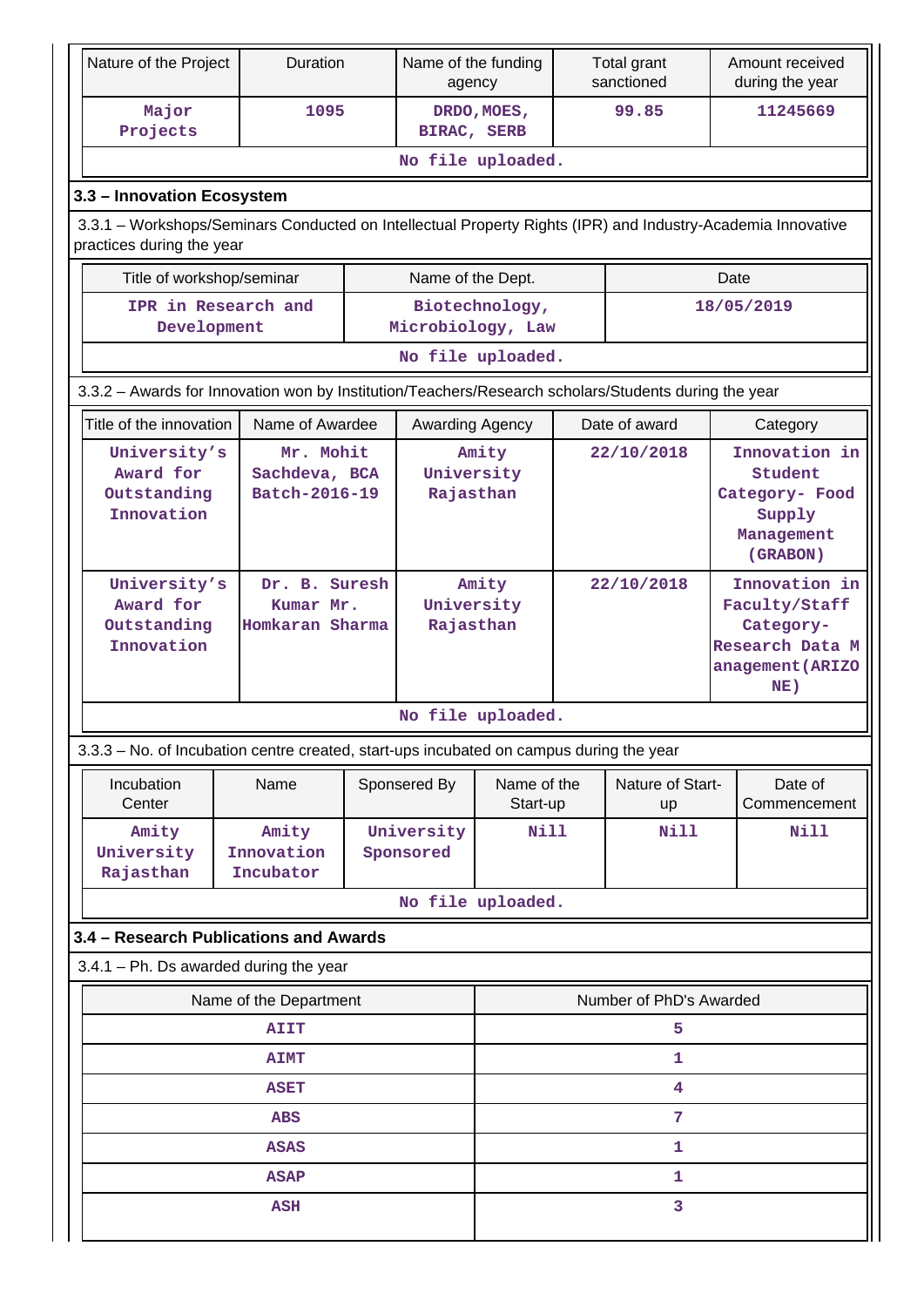| Nature of the Project | Duration | Name of the funding agency | Total grant sanctioned | Amount received during the year |
|---|---|---|---|---|
| Major Projects | 1095 | DRDO,MOES, BIRAC, SERB | 99.85 | 11245669 |
| No file uploaded. | | | | |

### 3.3 – Innovation Ecosystem

3.3.1 – Workshops/Seminars Conducted on Intellectual Property Rights (IPR) and Industry-Academia Innovative practices during the year

| Title of workshop/seminar | Name of the Dept. | Date |
|---|---|---|
| IPR in Research and Development | Biotechnology, Microbiology, Law | 18/05/2019 |
| No file uploaded. | | |

3.3.2 – Awards for Innovation won by Institution/Teachers/Research scholars/Students during the year

| Title of the innovation | Name of Awardee | Awarding Agency | Date of award | Category |
|---|---|---|---|---|
| University's Award for Outstanding Innovation | Mr. Mohit Sachdeva, BCA Batch-2016-19 | Amity University Rajasthan | 22/10/2018 | Innovation in Student Category- Food Supply Management (GRABON) |
| University's Award for Outstanding Innovation | Dr. B. Suresh Kumar Mr. Homkaran Sharma | Amity University Rajasthan | 22/10/2018 | Innovation in Faculty/Staff Category- Research Data Management(ARIZONE) |
| No file uploaded. | | | | |

3.3.3 – No. of Incubation centre created, start-ups incubated on campus during the year

| Incubation Center | Name | Sponsered By | Name of the Start-up | Nature of Start-up | Date of Commencement |
|---|---|---|---|---|---|
| Amity University Rajasthan | Amity Innovation Incubator | University Sponsored | Nill | Nill | Nill |
| No file uploaded. | | | | | |

### 3.4 – Research Publications and Awards

3.4.1 – Ph. Ds awarded during the year

| Name of the Department | Number of PhD's Awarded |
|---|---|
| AIIT | 5 |
| AIMT | 1 |
| ASET | 4 |
| ABS | 7 |
| ASAS | 1 |
| ASAP | 1 |
| ASH | 3 |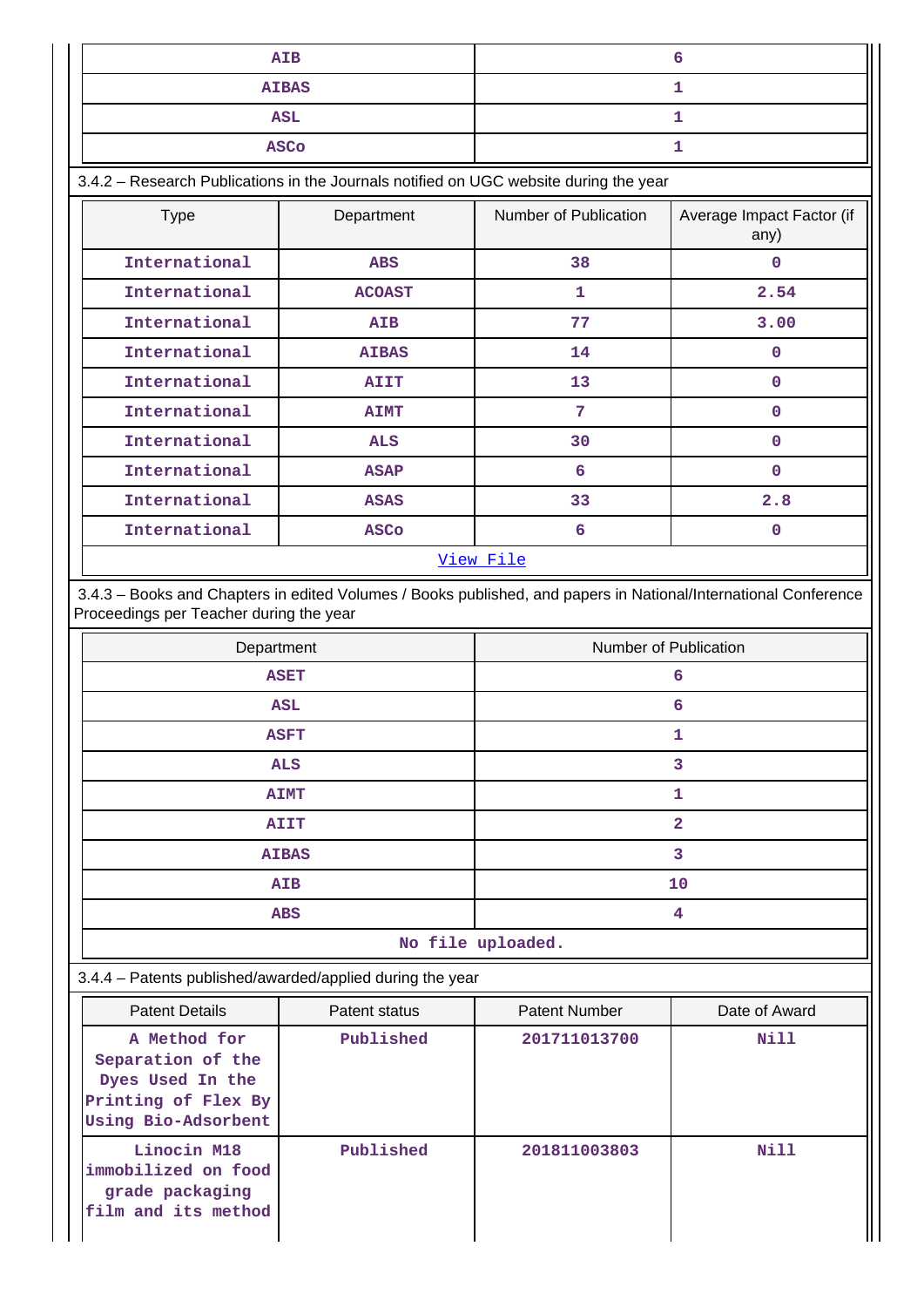| AIB | 6 |
|---|---|
| AIBAS | 1 |
| ASL | 1 |
| ASCo | 1 |

3.4.2 – Research Publications in the Journals notified on UGC website during the year

| Type | Department | Number of Publication | Average Impact Factor (if any) |
|---|---|---|---|
| International | ABS | 38 | 0 |
| International | ACOAST | 1 | 2.54 |
| International | AIB | 77 | 3.00 |
| International | AIBAS | 14 | 0 |
| International | AIIT | 13 | 0 |
| International | AIMT | 7 | 0 |
| International | ALS | 30 | 0 |
| International | ASAP | 6 | 0 |
| International | ASAS | 33 | 2.8 |
| International | ASCo | 6 | 0 |
| View File | | | |

3.4.3 – Books and Chapters in edited Volumes / Books published, and papers in National/International Conference Proceedings per Teacher during the year

| Department | Number of Publication |
|---|---|
| ASET | 6 |
| ASL | 6 |
| ASFT | 1 |
| ALS | 3 |
| AIMT | 1 |
| AIIT | 2 |
| AIBAS | 3 |
| AIB | 10 |
| ABS | 4 |
| No file uploaded. | |

3.4.4 – Patents published/awarded/applied during the year

| Patent Details | Patent status | Patent Number | Date of Award |
|---|---|---|---|
| A Method for Separation of the Dyes Used In the Printing of Flex By Using Bio-Adsorbent | Published | 201711013700 | Nill |
| Linocin M18 immobilized on food grade packaging film and its method | Published | 201811003803 | Nill |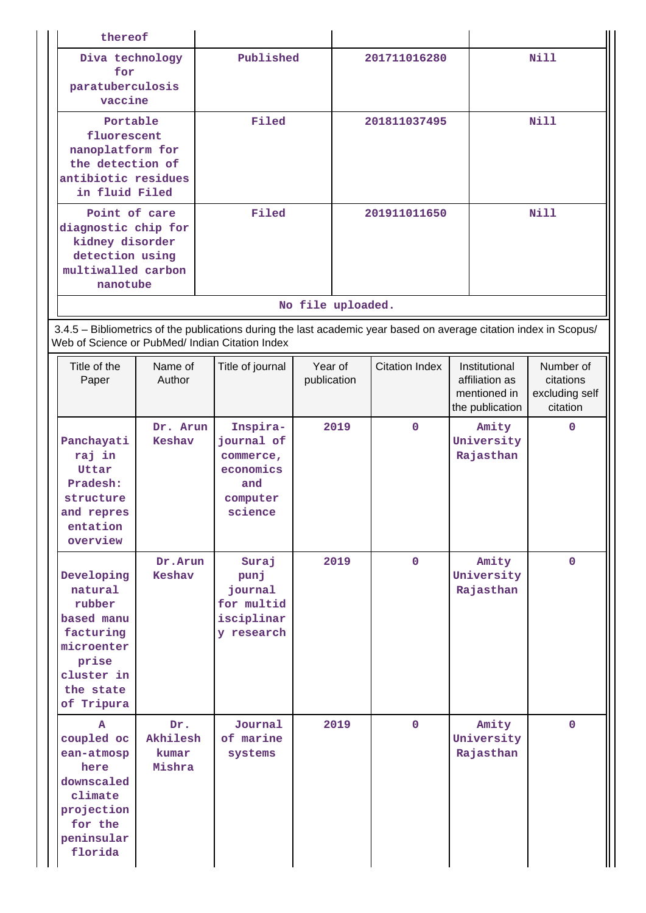| thereof | | | |
|---|---|---|---|
| Diva technology for paratuberculosis vaccine | Published | 201711016280 | Nill |
| Portable fluorescent nanoplatform for the detection of antibiotic residues in fluid Filed | Filed | 201811037495 | Nill |
| Point of care diagnostic chip for kidney disorder detection using multiwalled carbon nanotube | Filed | 201911011650 | Nill |
| No file uploaded. | | | |

3.4.5 – Bibliometrics of the publications during the last academic year based on average citation index in Scopus/ Web of Science or PubMed/ Indian Citation Index

| Title of the Paper | Name of Author | Title of journal | Year of publication | Citation Index | Institutional affiliation as mentioned in the publication | Number of citations excluding self citation |
|---|---|---|---|---|---|---|
| Panchayati raj in Uttar Pradesh: structure and representation overview | Dr. Arun Keshav | Inspira-journal of commerce, economics and computer science | 2019 | 0 | Amity University Rajasthan | 0 |
| Developing natural rubber based manufacturing microenterprise cluster in the state of Tripura | Dr.Arun Keshav | Suraj punj journal for multidisciplinary research | 2019 | 0 | Amity University Rajasthan | 0 |
| A coupled ocean-atmosphere downscaled climate projection for the peninsular florida | Dr. Akhilesh kumar Mishra | Journal of marine systems | 2019 | 0 | Amity University Rajasthan | 0 |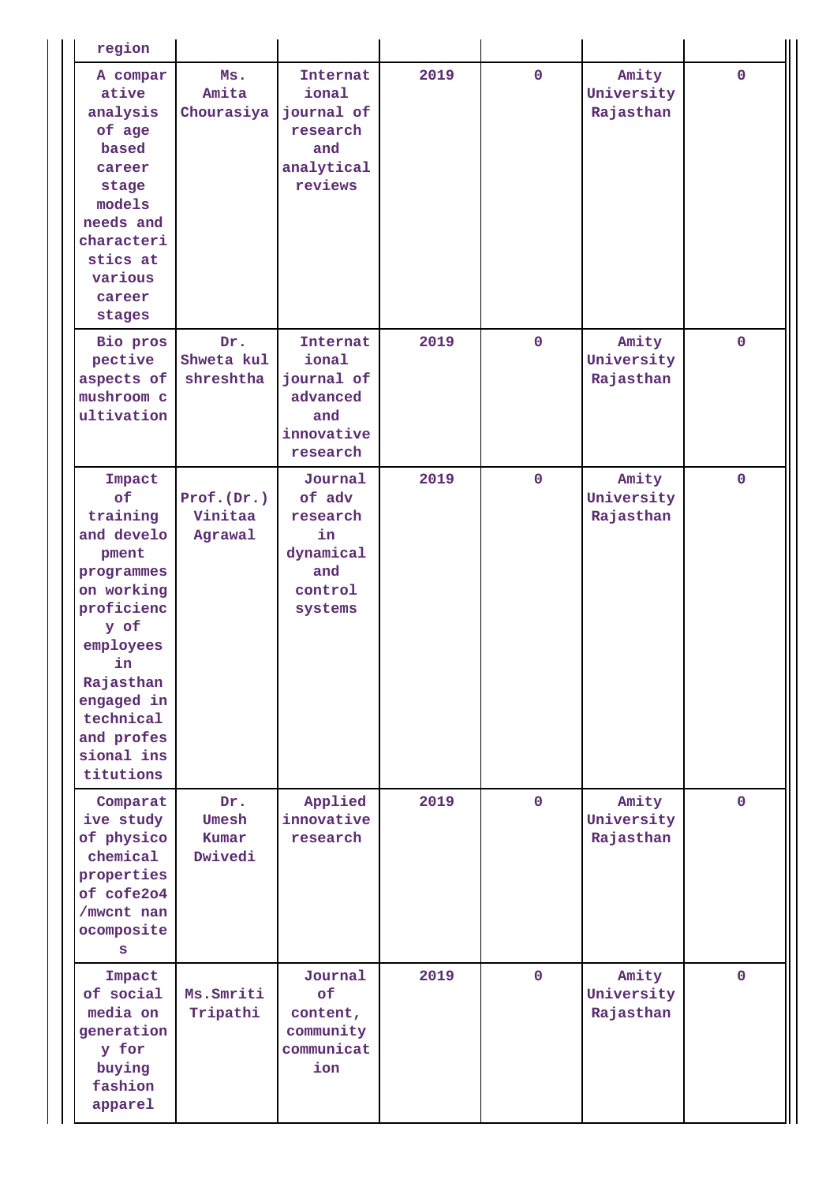| region | | | | | | |
|---|---|---|---|---|---|---|
| A comparative analysis of age based career stage models needs and characteristics at various career stages | Ms. Amita Chourasiya | International journal of research and analytical reviews | 2019 | 0 | Amity University Rajasthan | 0 |
| Bio prospective aspects of mushroom cultivation | Dr. Shweta kul shreshtha | International journal of advanced and innovative research | 2019 | 0 | Amity University Rajasthan | 0 |
| Impact of training and development programmes on working proficiency of employees in Rajasthan engaged in technical and professional institutions | Prof.(Dr.) Vinitaa Agrawal | Journal of adv research in dynamical and control systems | 2019 | 0 | Amity University Rajasthan | 0 |
| Comparative study of physico chemical properties of cofe2o4 /mwcnt nanocomposites | Dr. Umesh Kumar Dwivedi | Applied innovative research | 2019 | 0 | Amity University Rajasthan | 0 |
| Impact of social media on generation y for buying fashion apparel | Ms.Smriti Tripathi | Journal of content, community communication | 2019 | 0 | Amity University Rajasthan | 0 |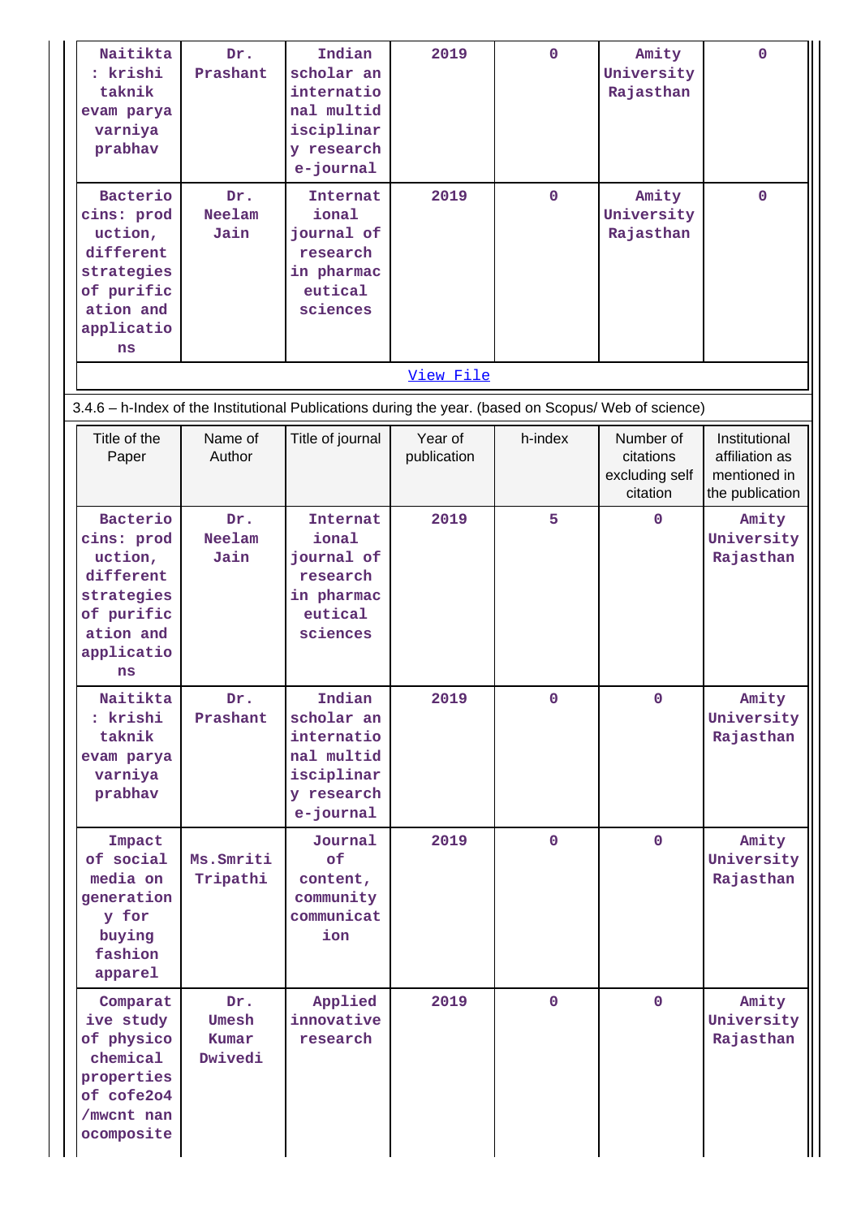| | | | | | | |
|---|---|---|---|---|---|---|
| Naitikta : krishi taknik evam parya varniya prabhav | Dr. Prashant | Indian scholar an internatio nal multid isciplinar y research e-journal | 2019 | 0 | Amity University Rajasthan | 0 |
| Bacterio cins: prod uction, different strategies of purific ation and applicatio ns | Dr. Neelam Jain | Internat ional journal of research in pharmac eutical sciences | 2019 | 0 | Amity University Rajasthan | 0 |

[View File]

3.4.6 – h-Index of the Institutional Publications during the year. (based on Scopus/ Web of science)

| Title of the Paper | Name of Author | Title of journal | Year of publication | h-index | Number of citations excluding self citation | Institutional affiliation as mentioned in the publication |
|---|---|---|---|---|---|---|
| Bacterio cins: prod uction, different strategies of purific ation and applicatio ns | Dr. Neelam Jain | Internat ional journal of research in pharmac eutical sciences | 2019 | 5 | 0 | Amity University Rajasthan |
| Naitikta : krishi taknik evam parya varniya prabhav | Dr. Prashant | Indian scholar an internatio nal multid isciplinar y research e-journal | 2019 | 0 | 0 | Amity University Rajasthan |
| Impact of social media on generation y for buying fashion apparel | Ms.Smriti Tripathi | Journal of content, community communicat ion | 2019 | 0 | 0 | Amity University Rajasthan |
| Comparat ive study of physico chemical properties of cofe2o4 /mwcnt nan ocomposite | Dr. Umesh Kumar Dwivedi | Applied innovative research | 2019 | 0 | 0 | Amity University Rajasthan |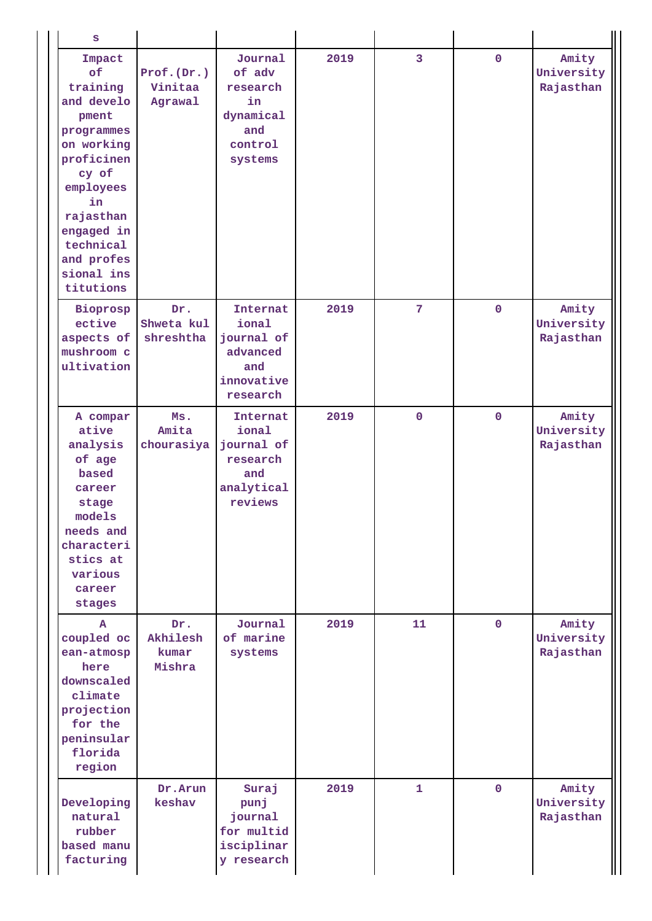| s | | | | | | |
|---|---|---|---|---|---|---|
| Impact of training and development programmes on working proficinency of employees in rajasthan engaged in technical and professional institutions | Prof.(Dr.) Vinitaa Agrawal | Journal of adv research in dynamical and control systems | 2019 | 3 | 0 | Amity University Rajasthan |
| Bioprospective aspects of mushroom cultivation | Dr. Shweta kul shreshtha | International journal of advanced and innovative research | 2019 | 7 | 0 | Amity University Rajasthan |
| A comparative analysis of age based career stage models needs and characteristics at various career stages | Ms. Amita chourasiya | International journal of research and analytical reviews | 2019 | 0 | 0 | Amity University Rajasthan |
| A coupled ocean-atmosphere downscaled climate projection for the peninsular florida region | Dr. Akhilesh kumar Mishra | Journal of marine systems | 2019 | 11 | 0 | Amity University Rajasthan |
| Developing natural rubber based manufacturing | Dr.Arun keshav | Suraj punj journal for multidisciplinary research | 2019 | 1 | 0 | Amity University Rajasthan |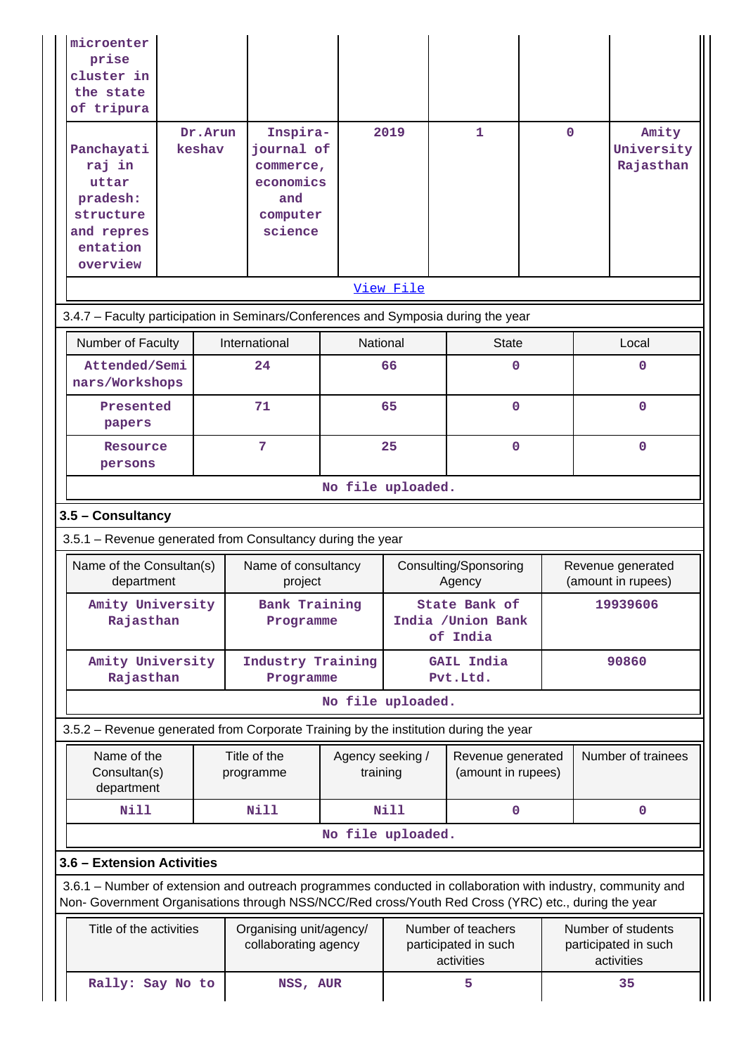| | | | | | | |
|---|---|---|---|---|---|---|
| microenterprise cluster in the state of tripura | | | | | | |
| Panchayati raj in uttar pradesh: structure and representation overview | Dr.Arun keshav | Inspira-journal of commerce, economics and computer science | 2019 | 1 | 0 | Amity University Rajasthan |
| [View File](#) | | | | | | |

3.4.7 – Faculty participation in Seminars/Conferences and Symposia during the year

| Number of Faculty | International | National | State | Local |
|---|---|---|---|---|
| Attended/Seminars/Workshops | 24 | 66 | 0 | 0 |
| Presented papers | 71 | 65 | 0 | 0 |
| Resource persons | 7 | 25 | 0 | 0 |
| No file uploaded. | | | | |

### 3.5 – Consultancy

3.5.1 – Revenue generated from Consultancy during the year

| Name of the Consultan(s) department | Name of consultancy project | Consulting/Sponsoring Agency | Revenue generated (amount in rupees) |
|---|---|---|---|
| Amity University Rajasthan | Bank Training Programme | State Bank of India /Union Bank of India | 19939606 |
| Amity University Rajasthan | Industry Training Programme | GAIL India Pvt.Ltd. | 90860 |
| No file uploaded. | | | |

3.5.2 – Revenue generated from Corporate Training by the institution during the year

| Name of the Consultan(s) department | Title of the programme | Agency seeking / training | Revenue generated (amount in rupees) | Number of trainees |
|---|---|---|---|---|
| Nill | Nill | Nill | 0 | 0 |
| No file uploaded. | | | | |

### 3.6 – Extension Activities

3.6.1 – Number of extension and outreach programmes conducted in collaboration with industry, community and Non- Government Organisations through NSS/NCC/Red cross/Youth Red Cross (YRC) etc., during the year

| Title of the activities | Organising unit/agency/ collaborating agency | Number of teachers participated in such activities | Number of students participated in such activities |
|---|---|---|---|
| Rally: Say No to | NSS, AUR | 5 | 35 |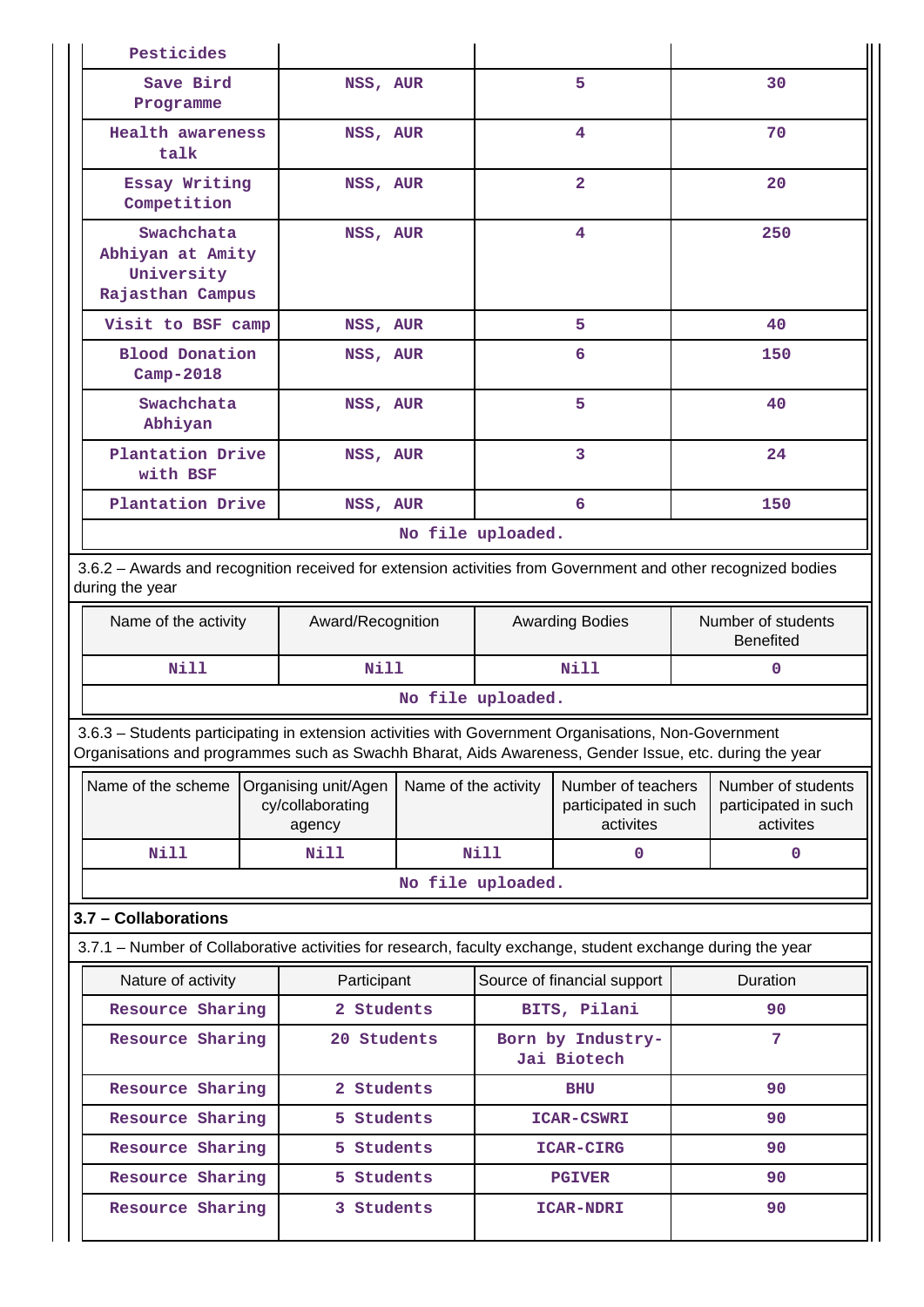| Pesticides | | | |
|---|---|---|---|
| Save Bird Programme | NSS, AUR | 5 | 30 |
| Health awareness talk | NSS, AUR | 4 | 70 |
| Essay Writing Competition | NSS, AUR | 2 | 20 |
| Swachchata Abhiyan at Amity University Rajasthan Campus | NSS, AUR | 4 | 250 |
| Visit to BSF camp | NSS, AUR | 5 | 40 |
| Blood Donation Camp-2018 | NSS, AUR | 6 | 150 |
| Swachchata Abhiyan | NSS, AUR | 5 | 40 |
| Plantation Drive with BSF | NSS, AUR | 3 | 24 |
| Plantation Drive | NSS, AUR | 6 | 150 |

No file uploaded.

3.6.2 – Awards and recognition received for extension activities from Government and other recognized bodies during the year

| Name of the activity | Award/Recognition | Awarding Bodies | Number of students Benefited |
|---|---|---|---|
| Nill | Nill | Nill | 0 |

No file uploaded.

3.6.3 – Students participating in extension activities with Government Organisations, Non-Government Organisations and programmes such as Swachh Bharat, Aids Awareness, Gender Issue, etc. during the year

| Name of the scheme | Organising unit/Agency/collaborating agency | Name of the activity | Number of teachers participated in such activites | Number of students participated in such activites |
|---|---|---|---|---|
| Nill | Nill | Nill | 0 | 0 |

No file uploaded.

## 3.7 – Collaborations

3.7.1 – Number of Collaborative activities for research, faculty exchange, student exchange during the year

| Nature of activity | Participant | Source of financial support | Duration |
|---|---|---|---|
| Resource Sharing | 2 Students | BITS, Pilani | 90 |
| Resource Sharing | 20 Students | Born by Industry-Jai Biotech | 7 |
| Resource Sharing | 2 Students | BHU | 90 |
| Resource Sharing | 5 Students | ICAR-CSWRI | 90 |
| Resource Sharing | 5 Students | ICAR-CIRG | 90 |
| Resource Sharing | 5 Students | PGIVER | 90 |
| Resource Sharing | 3 Students | ICAR-NDRI | 90 |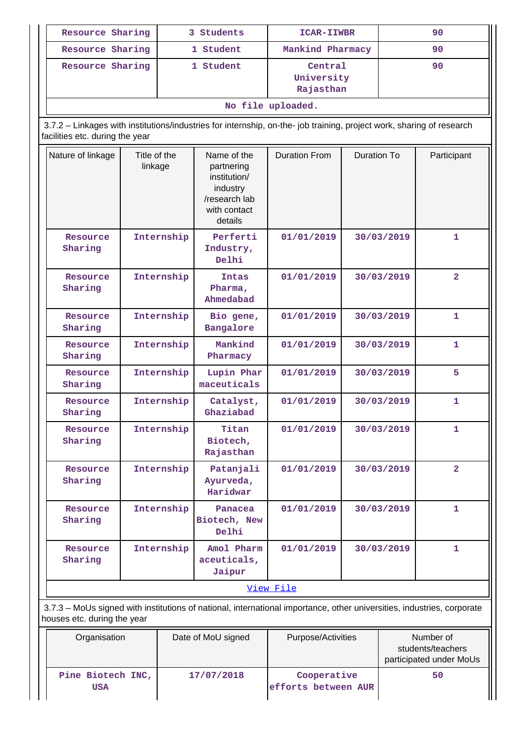| Resource Sharing | 3 Students | ICAR-IIWBR | 90 |
|---|---|---|---|
| Resource Sharing | 1 Student | Mankind Pharmacy | 90 |
| Resource Sharing | 1 Student | Central University Rajasthan | 90 |
| No file uploaded. | | | |

3.7.2 – Linkages with institutions/industries for internship, on-the- job training, project work, sharing of research facilities etc. during the year

| Nature of linkage | Title of the linkage | Name of the partnering institution/ industry /research lab with contact details | Duration From | Duration To | Participant |
|---|---|---|---|---|---|
| Resource Sharing | Internship | Perferti Industry, Delhi | 01/01/2019 | 30/03/2019 | 1 |
| Resource Sharing | Internship | Intas Pharma, Ahmedabad | 01/01/2019 | 30/03/2019 | 2 |
| Resource Sharing | Internship | Bio gene, Bangalore | 01/01/2019 | 30/03/2019 | 1 |
| Resource Sharing | Internship | Mankind Pharmacy | 01/01/2019 | 30/03/2019 | 1 |
| Resource Sharing | Internship | Lupin Pharmaceuticals | 01/01/2019 | 30/03/2019 | 5 |
| Resource Sharing | Internship | Catalyst, Ghaziabad | 01/01/2019 | 30/03/2019 | 1 |
| Resource Sharing | Internship | Titan Biotech, Rajasthan | 01/01/2019 | 30/03/2019 | 1 |
| Resource Sharing | Internship | Patanjali Ayurveda, Haridwar | 01/01/2019 | 30/03/2019 | 2 |
| Resource Sharing | Internship | Panacea Biotech, New Delhi | 01/01/2019 | 30/03/2019 | 1 |
| Resource Sharing | Internship | Amol Pharmaceuticals, Jaipur | 01/01/2019 | 30/03/2019 | 1 |
| View File | | | | | |

3.7.3 – MoUs signed with institutions of national, international importance, other universities, industries, corporate houses etc. during the year

| Organisation | Date of MoU signed | Purpose/Activities | Number of students/teachers participated under MoUs |
|---|---|---|---|
| Pine Biotech INC, USA | 17/07/2018 | Cooperative efforts between AUR | 50 |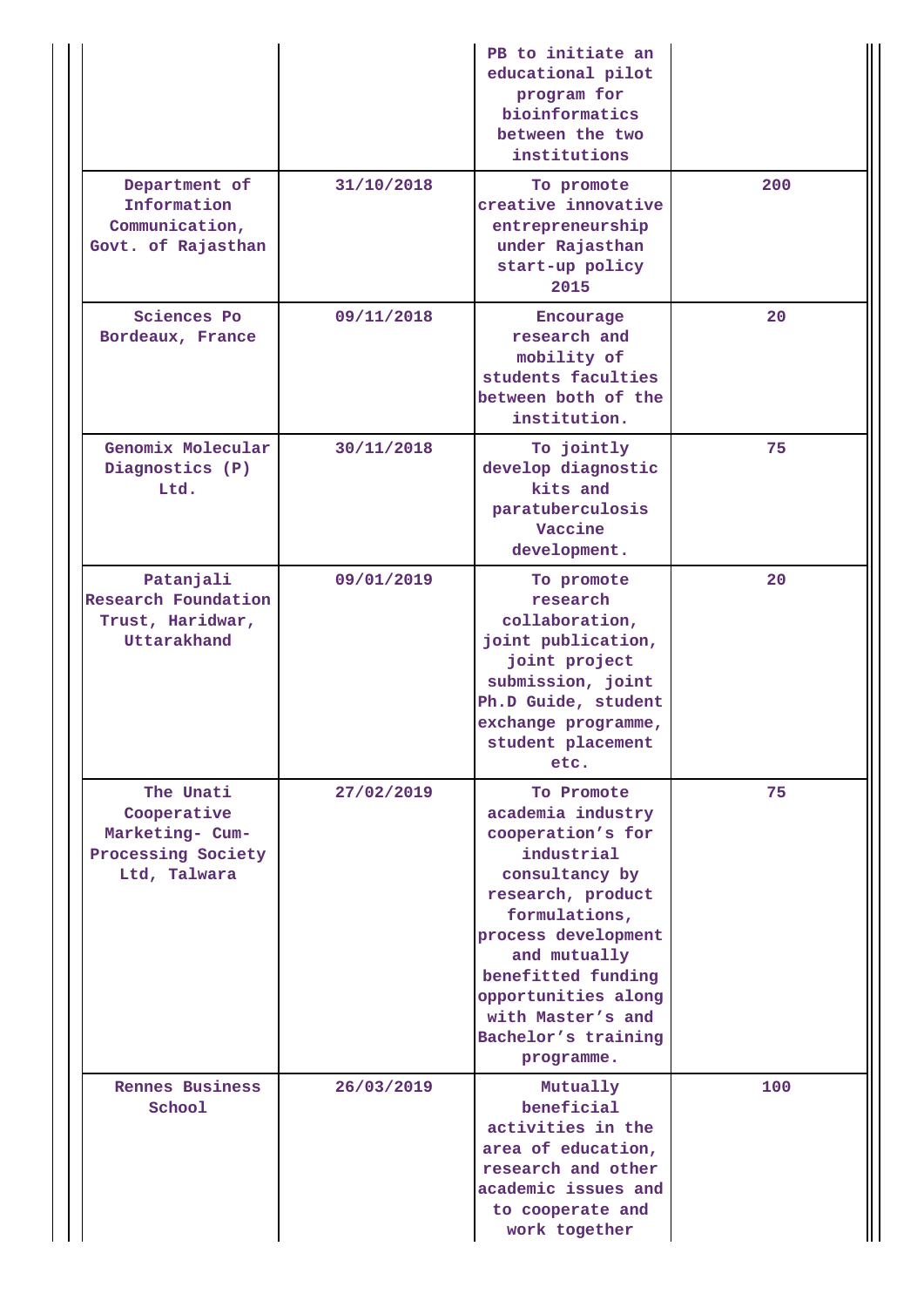|  |  | PB to initiate an educational pilot program for bioinformatics between the two institutions |  |
|---|---|---|---|
| Department of Information Communication, Govt. of Rajasthan | 31/10/2018 | To promote creative innovative entrepreneurship under Rajasthan start-up policy 2015 | 200 |
| Sciences Po Bordeaux, France | 09/11/2018 | Encourage research and mobility of students faculties between both of the institution. | 20 |
| Genomix Molecular Diagnostics (P) Ltd. | 30/11/2018 | To jointly develop diagnostic kits and paratuberculosis Vaccine development. | 75 |
| Patanjali Research Foundation Trust, Haridwar, Uttarakhand | 09/01/2019 | To promote research collaboration, joint publication, joint project submission, joint Ph.D Guide, student exchange programme, student placement etc. | 20 |
| The Unati Cooperative Marketing- Cum-Processing Society Ltd, Talwara | 27/02/2019 | To Promote academia industry cooperation's for industrial consultancy by research, product formulations, process development and mutually benefitted funding opportunities along with Master's and Bachelor's training programme. | 75 |
| Rennes Business School | 26/03/2019 | Mutually beneficial activities in the area of education, research and other academic issues and to cooperate and work together | 100 |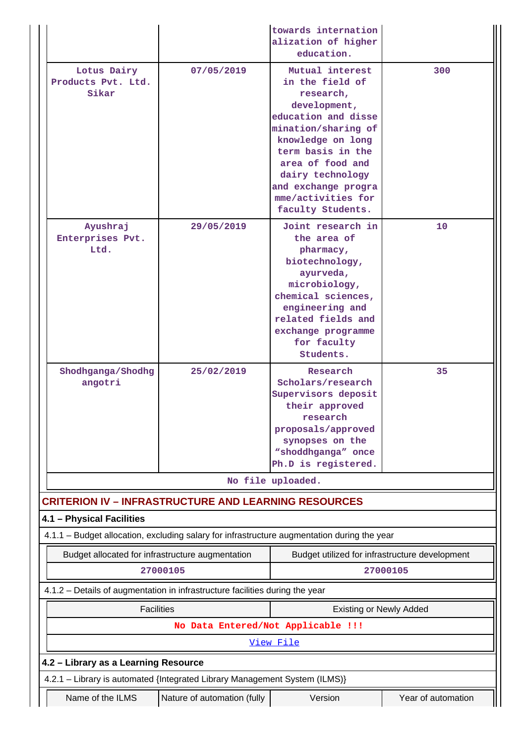| | | | |
|---|---|---|---|
| | | towards internationalization of higher education. | |
| Lotus Dairy Products Pvt. Ltd. Sikar | 07/05/2019 | Mutual interest in the field of research, development, education and dissemination/sharing of knowledge on long term basis in the area of food and dairy technology and exchange programme/activities for faculty Students. | 300 |
| Ayushraj Enterprises Pvt. Ltd. | 29/05/2019 | Joint research in the area of pharmacy, biotechnology, ayurveda, microbiology, chemical sciences, engineering and related fields and exchange programme for faculty Students. | 10 |
| Shodhganga/Shodhgangotri | 25/02/2019 | Research Scholars/research Supervisors deposit their approved research proposals/approved synopses on the “shoddhganga” once Ph.D is registered. | 35 |

No file uploaded.

## CRITERION IV – INFRASTRUCTURE AND LEARNING RESOURCES

### 4.1 – Physical Facilities

4.1.1 – Budget allocation, excluding salary for infrastructure augmentation during the year

| Budget allocated for infrastructure augmentation | Budget utilized for infrastructure development |
|---|---|
| 27000105 | 27000105 |

4.1.2 – Details of augmentation in infrastructure facilities during the year

| Facilities | Existing or Newly Added |
|---|---|
| No Data Entered/Not Applicable !!! | |

View File

### 4.2 – Library as a Learning Resource

4.2.1 – Library is automated {Integrated Library Management System (ILMS)}

| Name of the ILMS | Nature of automation (fully | Version | Year of automation |
|---|---|---|---|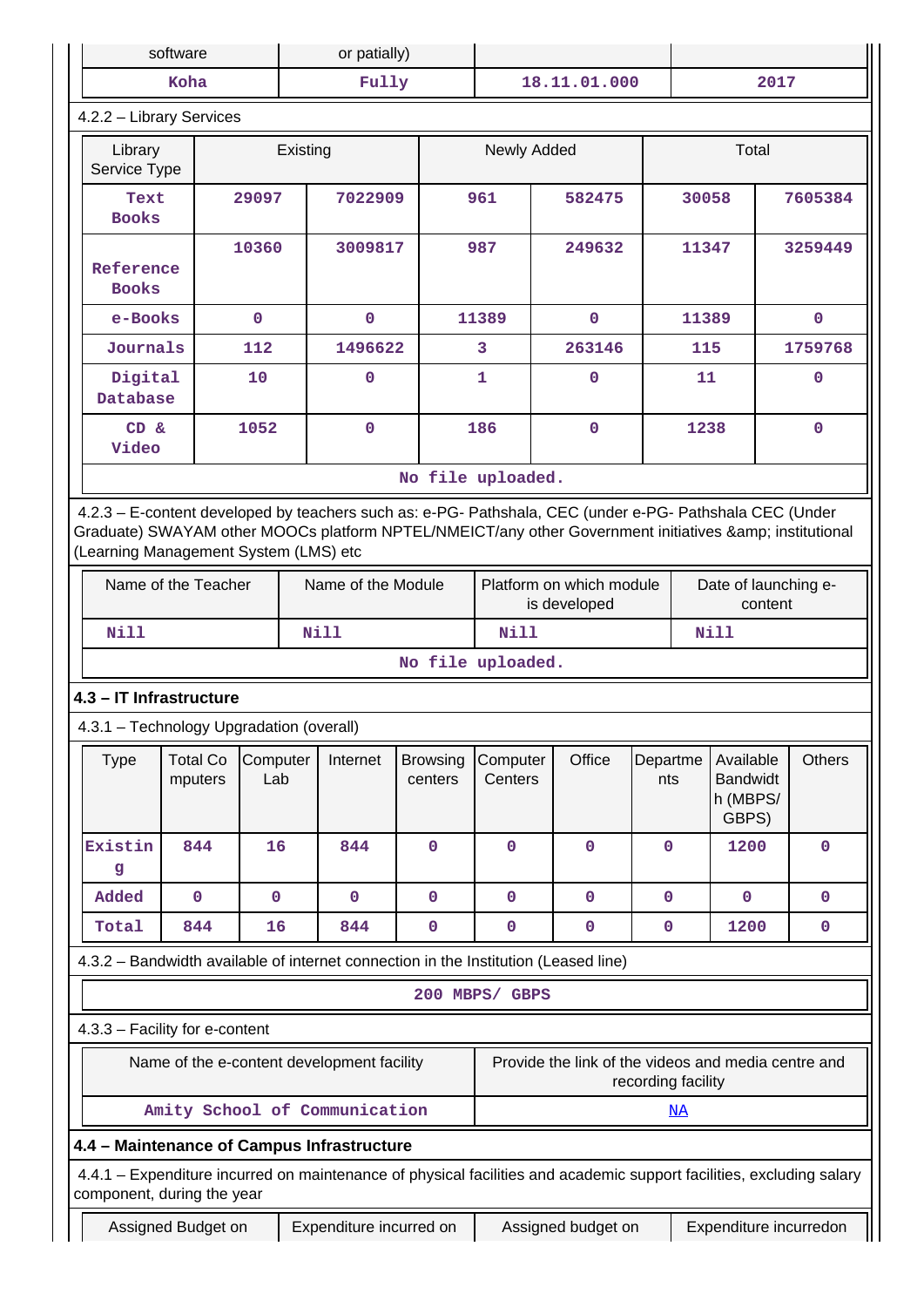| software | or patially) | | |
|---|---|---|---|
| Koha | Fully | 18.11.01.000 | 2017 |

4.2.2 – Library Services

| Library Service Type | Existing | | Newly Added | | Total | |
|---|---|---|---|---|---|---|
| Text Books | 29097 | 7022909 | 961 | 582475 | 30058 | 7605384 |
| Reference Books | 10360 | 3009817 | 987 | 249632 | 11347 | 3259449 |
| e-Books | 0 | 0 | 11389 | 0 | 11389 | 0 |
| Journals | 112 | 1496622 | 3 | 263146 | 115 | 1759768 |
| Digital Database | 10 | 0 | 1 | 0 | 11 | 0 |
| CD & Video | 1052 | 0 | 186 | 0 | 1238 | 0 |

No file uploaded.

4.2.3 – E-content developed by teachers such as: e-PG- Pathshala, CEC (under e-PG- Pathshala CEC (Under Graduate) SWAYAM other MOOCs platform NPTEL/NMEICT/any other Government initiatives &amp; institutional (Learning Management System (LMS) etc

| Name of the Teacher | Name of the Module | Platform on which module is developed | Date of launching e-content |
|---|---|---|---|
| Nill | Nill | Nill | Nill |

No file uploaded.

### 4.3 – IT Infrastructure

4.3.1 – Technology Upgradation (overall)

| Type | Total Computers | Computer Lab | Internet | Browsing centers | Computer Centers | Office | Departments | Available Bandwidth (MBPS/ GBPS) | Others |
|---|---|---|---|---|---|---|---|---|---|
| Existing | 844 | 16 | 844 | 0 | 0 | 0 | 0 | 1200 | 0 |
| Added | 0 | 0 | 0 | 0 | 0 | 0 | 0 | 0 | 0 |
| Total | 844 | 16 | 844 | 0 | 0 | 0 | 0 | 1200 | 0 |

4.3.2 – Bandwidth available of internet connection in the Institution (Leased line)

200 MBPS/ GBPS

4.3.3 – Facility for e-content

| Name of the e-content development facility | Provide the link of the videos and media centre and recording facility |
|---|---|
| Amity School of Communication | NA |

### 4.4 – Maintenance of Campus Infrastructure

4.4.1 – Expenditure incurred on maintenance of physical facilities and academic support facilities, excluding salary component, during the year

| Assigned Budget on | Expenditure incurred on | Assigned budget on | Expenditure incurredon |
|---|---|---|---|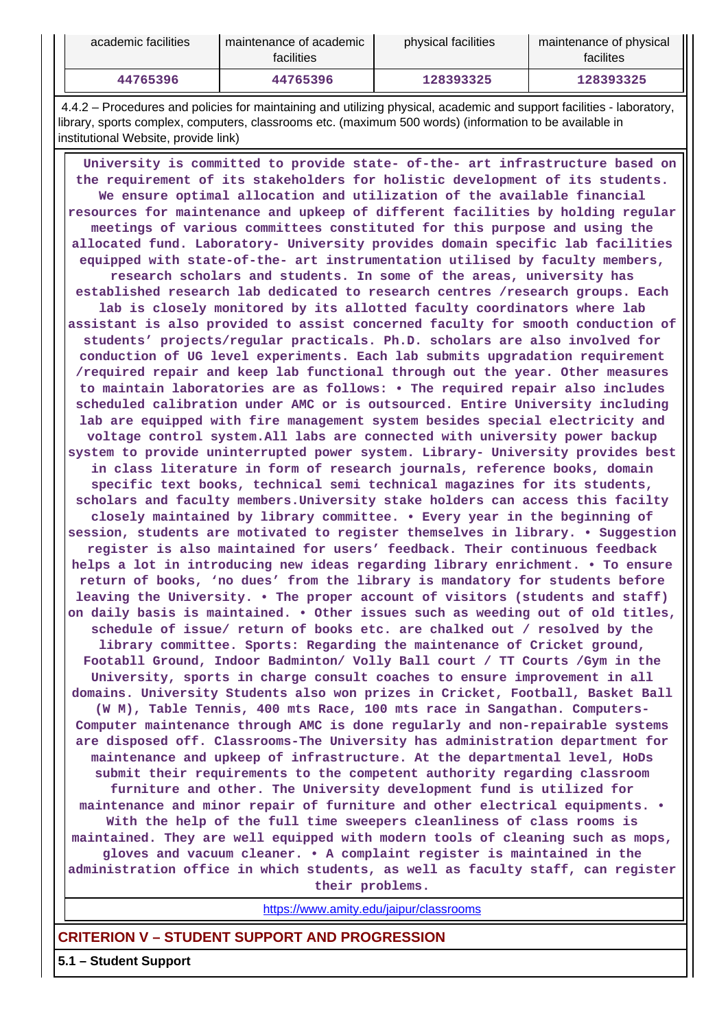| academic facilities | maintenance of academic facilities | physical facilities | maintenance of physical facilites |
|---|---|---|---|
| 44765396 | 44765396 | 128393325 | 128393325 |

4.4.2 – Procedures and policies for maintaining and utilizing physical, academic and support facilities - laboratory, library, sports complex, computers, classrooms etc. (maximum 500 words) (information to be available in institutional Website, provide link)

University is committed to provide state- of-the- art infrastructure based on the requirement of its stakeholders for holistic development of its students. We ensure optimal allocation and utilization of the available financial resources for maintenance and upkeep of different facilities by holding regular meetings of various committees constituted for this purpose and using the allocated fund. Laboratory- University provides domain specific lab facilities equipped with state-of-the- art instrumentation utilised by faculty members, research scholars and students. In some of the areas, university has established research lab dedicated to research centres /research groups. Each lab is closely monitored by its allotted faculty coordinators where lab assistant is also provided to assist concerned faculty for smooth conduction of students' projects/regular practicals. Ph.D. scholars are also involved for conduction of UG level experiments. Each lab submits upgradation requirement /required repair and keep lab functional through out the year. Other measures to maintain laboratories are as follows: • The required repair also includes scheduled calibration under AMC or is outsourced. Entire University including lab are equipped with fire management system besides special electricity and voltage control system.All labs are connected with university power backup system to provide uninterrupted power system. Library- University provides best in class literature in form of research journals, reference books, domain specific text books, technical semi technical magazines for its students, scholars and faculty members.University stake holders can access this facilty closely maintained by library committee. • Every year in the beginning of session, students are motivated to register themselves in library. • Suggestion register is also maintained for users' feedback. Their continuous feedback helps a lot in introducing new ideas regarding library enrichment. • To ensure return of books, 'no dues' from the library is mandatory for students before leaving the University. • The proper account of visitors (students and staff) on daily basis is maintained. • Other issues such as weeding out of old titles, schedule of issue/ return of books etc. are chalked out / resolved by the library committee. Sports: Regarding the maintenance of Cricket ground, Footabll Ground, Indoor Badminton/ Volly Ball court / TT Courts /Gym in the University, sports in charge consult coaches to ensure improvement in all domains. University Students also won prizes in Cricket, Football, Basket Ball (W M), Table Tennis, 400 mts Race, 100 mts race in Sangathan. Computers- Computer maintenance through AMC is done regularly and non-repairable systems are disposed off. Classrooms-The University has administration department for maintenance and upkeep of infrastructure. At the departmental level, HoDs submit their requirements to the competent authority regarding classroom furniture and other. The University development fund is utilized for maintenance and minor repair of furniture and other electrical equipments. • With the help of the full time sweepers cleanliness of class rooms is maintained. They are well equipped with modern tools of cleaning such as mops, gloves and vacuum cleaner. • A complaint register is maintained in the administration office in which students, as well as faculty staff, can register their problems.

https://www.amity.edu/jaipur/classrooms

## CRITERION V – STUDENT SUPPORT AND PROGRESSION

### 5.1 – Student Support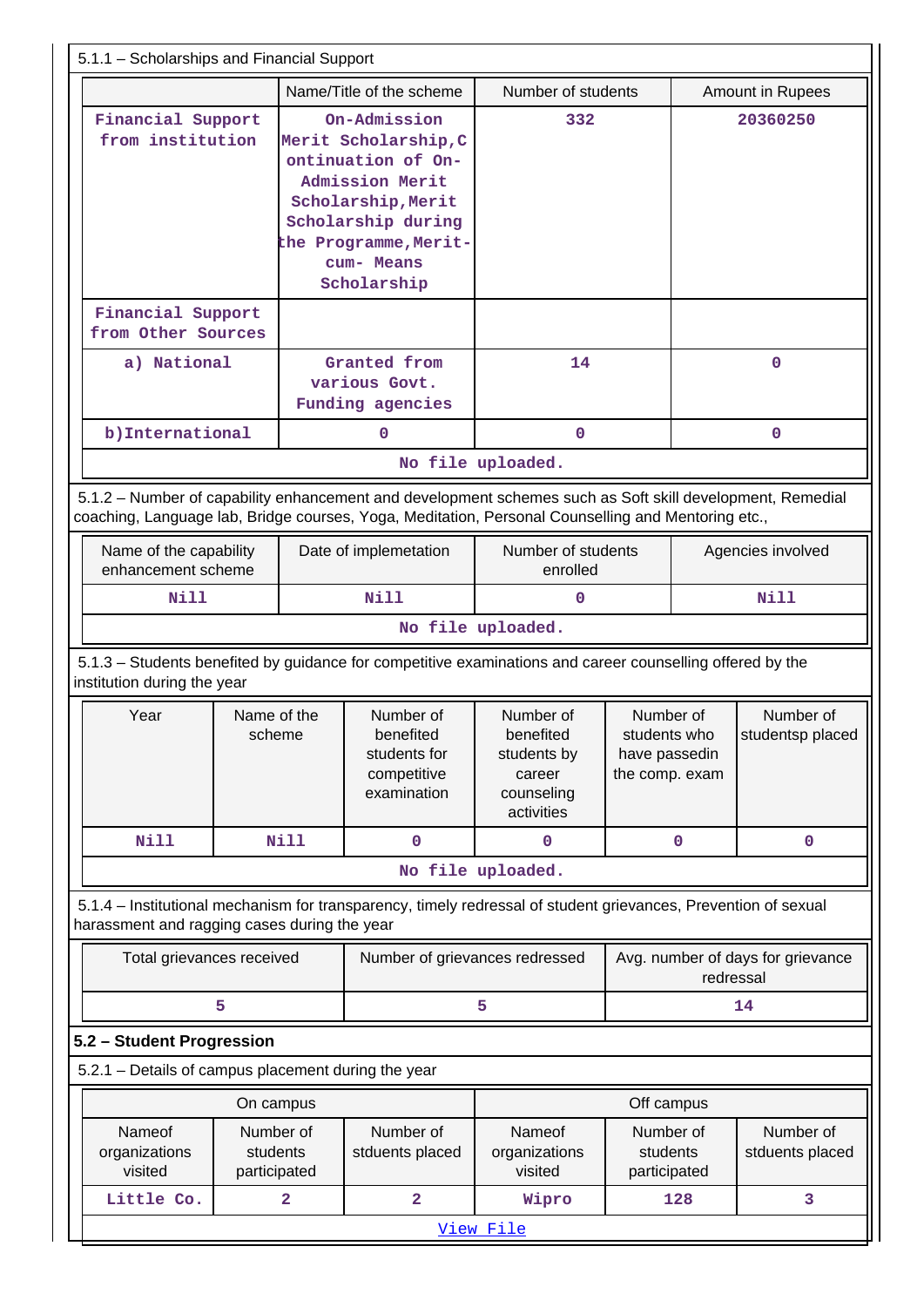5.1.1 – Scholarships and Financial Support

| | Name/Title of the scheme | Number of students | Amount in Rupees |
|---|---|---|---|
| Financial Support from institution | On-Admission Merit Scholarship,Continuation of On-Admission Merit Scholarship,Merit Scholarship during the Programme,Merit-cum- Means Scholarship | 332 | 20360250 |
| Financial Support from Other Sources | | | |
| a) National | Granted from various Govt. Funding agencies | 14 | 0 |
| b)International | 0 | 0 | 0 |
| No file uploaded. | | | |

5.1.2 – Number of capability enhancement and development schemes such as Soft skill development, Remedial coaching, Language lab, Bridge courses, Yoga, Meditation, Personal Counselling and Mentoring etc.,

| Name of the capability enhancement scheme | Date of implemetation | Number of students enrolled | Agencies involved |
|---|---|---|---|
| Nill | Nill | 0 | Nill |
| No file uploaded. | | | |

5.1.3 – Students benefited by guidance for competitive examinations and career counselling offered by the institution during the year

| Year | Name of the scheme | Number of benefited students for competitive examination | Number of benefited students by career counseling activities | Number of students who have passedin the comp. exam | Number of studentsp placed |
|---|---|---|---|---|---|
| Nill | Nill | 0 | 0 | 0 | 0 |
| No file uploaded. | | | | | |

5.1.4 – Institutional mechanism for transparency, timely redressal of student grievances, Prevention of sexual harassment and ragging cases during the year

| Total grievances received | Number of grievances redressed | Avg. number of days for grievance redressal |
|---|---|---|
| 5 | 5 | 14 |

**5.2 – Student Progression**

5.2.1 – Details of campus placement during the year

| On campus | | | Off campus | | |
|---|---|---|---|---|---|
| Nameof organizations visited | Number of students participated | Number of stduents placed | Nameof organizations visited | Number of students participated | Number of stduents placed |
| Little Co. | 2 | 2 | Wipro | 128 | 3 |
| View File | | | | | |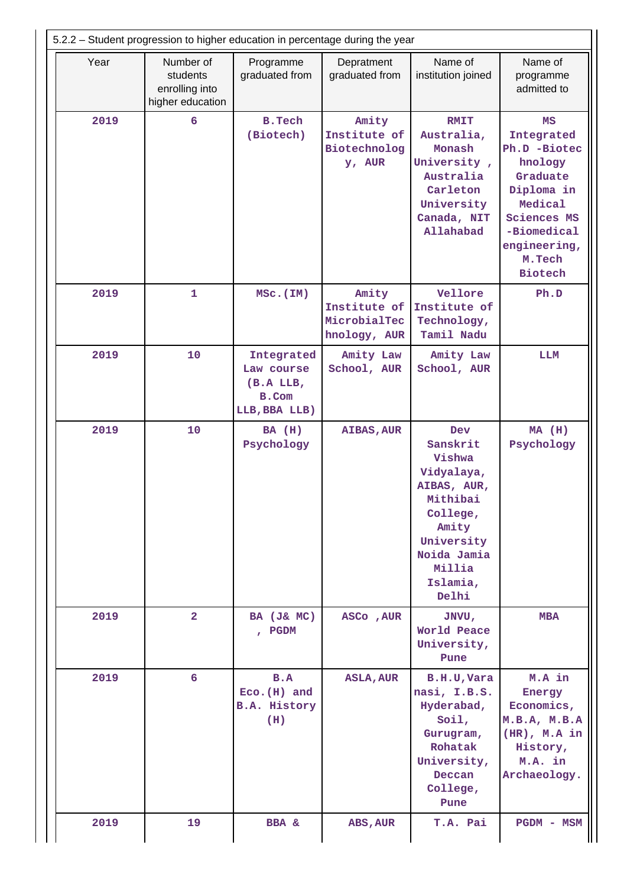5.2.2 – Student progression to higher education in percentage during the year

| Year | Number of students enrolling into higher education | Programme graduated from | Depratment graduated from | Name of institution joined | Name of programme admitted to |
|---|---|---|---|---|---|
| 2019 | 6 | B.Tech (Biotech) | Amity Institute of Biotechnology, AUR | RMIT Australia, Monash University , Australia Carleton University Canada, NIT Allahabad | MS Integrated Ph.D -Biotechnology Graduate Diploma in Medical Sciences MS -Biomedical engineering, M.Tech Biotech |
| 2019 | 1 | MSc.(IM) | Amity Institute of MicrobialTechnology, AUR | Vellore Institute of Technology, Tamil Nadu | Ph.D |
| 2019 | 10 | Integrated Law course (B.A LLB, B.Com LLB,BBA LLB) | Amity Law School, AUR | Amity Law School, AUR | LLM |
| 2019 | 10 | BA (H) Psychology | AIBAS,AUR | Dev Sanskrit Vishwa Vidyalaya, AIBAS, AUR, Mithibai College, Amity University Noida Jamia Millia Islamia, Delhi | MA (H) Psychology |
| 2019 | 2 | BA (J& MC) , PGDM | ASCo ,AUR | JNVU, World Peace University, Pune | MBA |
| 2019 | 6 | B.A Eco.(H) and B.A. History (H) | ASLA,AUR | B.H.U,Varanasi, I.B.S. Hyderabad, Soil, Gurugram, Rohatak University, Deccan College, Pune | M.A in Energy Economics, M.B.A, M.B.A (HR), M.A in History, M.A. in Archaeology. |
| 2019 | 19 | BBA & | ABS,AUR | T.A. Pai | PGDM - MSM |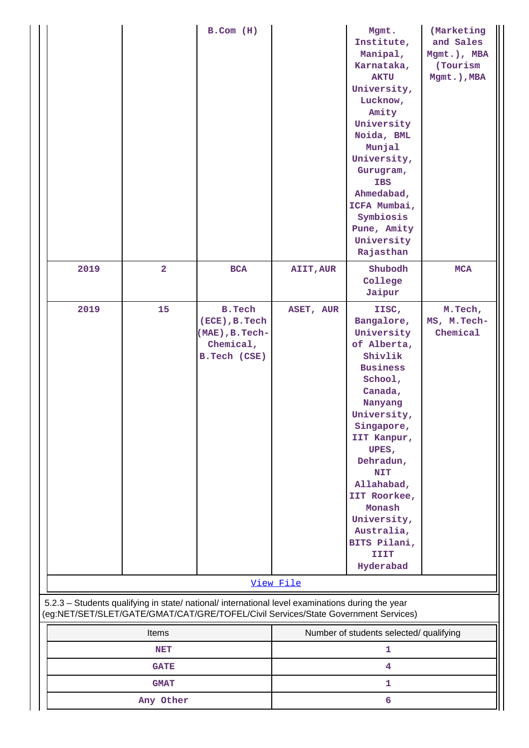|  |  | B.Com (H) |  | Mgmt. Institute, Manipal, Karnataka, AKTU University, Lucknow, Amity University Noida, BML Munjal University, Gurugram, IBS Ahmedabad, ICFA Mumbai, Symbiosis Pune, Amity University Rajasthan | (Marketing and Sales Mgmt.), MBA (Tourism Mgmt.),MBA |
|---|---|---|---|---|---|
| 2019 | 2 | BCA | AIIT,AUR | Shubodh College Jaipur | MCA |
| 2019 | 15 | B.Tech (ECE),B.Tech (MAE),B.Tech-Chemical, B.Tech (CSE) | ASET, AUR | IISC, Bangalore, University of Alberta, Shivlik Business School, Canada, Nanyang University, Singapore, IIT Kanpur, UPES, Dehradun, NIT Allahabad, IIT Roorkee, Monash University, Australia, BITS Pilani, IIIT Hyderabad | M.Tech, MS, M.Tech-Chemical |

View File

5.2.3 – Students qualifying in state/ national/ international level examinations during the year (eg:NET/SET/SLET/GATE/GMAT/CAT/GRE/TOFEL/Civil Services/State Government Services)

| Items | Number of students selected/ qualifying |
|---|---|
| NET | 1 |
| GATE | 4 |
| GMAT | 1 |
| Any Other | 6 |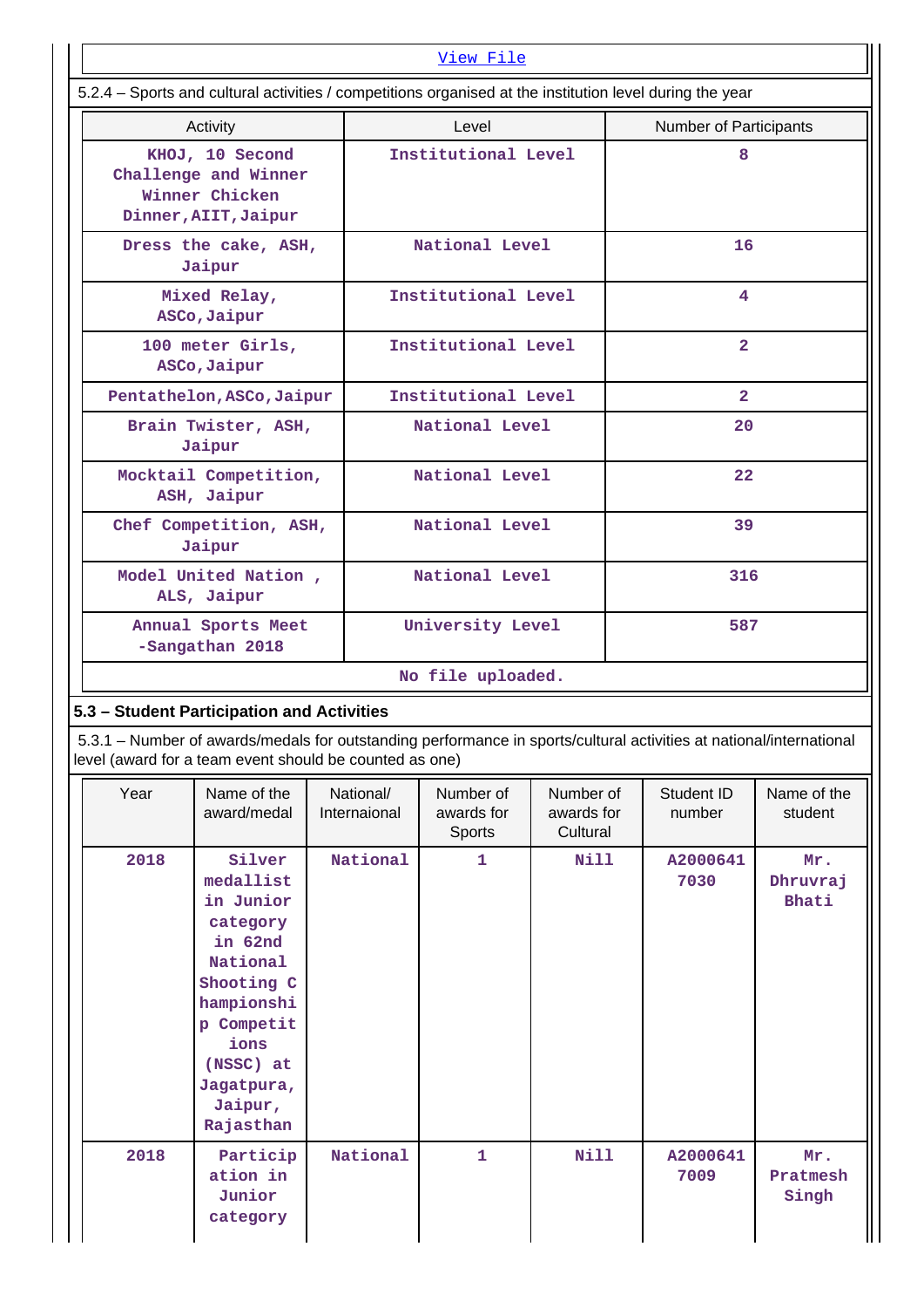[View File]

5.2.4 – Sports and cultural activities / competitions organised at the institution level during the year

| Activity | Level | Number of Participants |
|---|---|---|
| KHOJ, 10 Second Challenge and Winner Winner Chicken Dinner,AIIT,Jaipur | Institutional Level | 8 |
| Dress the cake, ASH, Jaipur | National Level | 16 |
| Mixed Relay, ASCo,Jaipur | Institutional Level | 4 |
| 100 meter Girls, ASCo,Jaipur | Institutional Level | 2 |
| Pentathelon,ASCo,Jaipur | Institutional Level | 2 |
| Brain Twister, ASH, Jaipur | National Level | 20 |
| Mocktail Competition, ASH, Jaipur | National Level | 22 |
| Chef Competition, ASH, Jaipur | National Level | 39 |
| Model United Nation , ALS, Jaipur | National Level | 316 |
| Annual Sports Meet -Sangathan 2018 | University Level | 587 |

No file uploaded.

## 5.3 – Student Participation and Activities

5.3.1 – Number of awards/medals for outstanding performance in sports/cultural activities at national/international level (award for a team event should be counted as one)

| Year | Name of the award/medal | National/ Internaional | Number of awards for Sports | Number of awards for Cultural | Student ID number | Name of the student |
|---|---|---|---|---|---|---|
| 2018 | Silver medallist in Junior category in 62nd National Shooting Championship Competitions (NSSC) at Jagatpura, Jaipur, Rajasthan | National | 1 | Nill | A20006417030 | Mr. Dhruvraj Bhati |
| 2018 | Participation in Junior category | National | 1 | Nill | A20006417009 | Mr. Pratmesh Singh |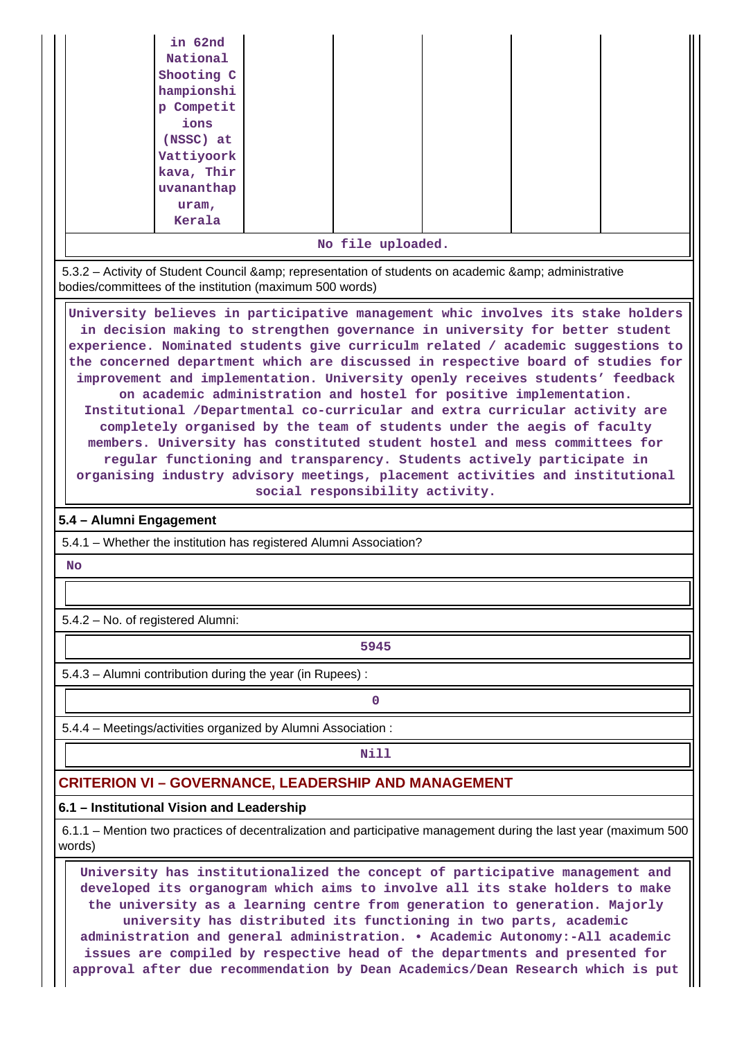| | in 62nd National Shooting Championship Competitions (NSSC) at Vattiyoorkkava, Thiruvananthapuram, Kerala | | | | | |
|---|---|---|---|---|---|---|

No file uploaded.

5.3.2 – Activity of Student Council &amp; representation of students on academic &amp; administrative bodies/committees of the institution (maximum 500 words)

University believes in participative management whic involves its stake holders in decision making to strengthen governance in university for better student experience. Nominated students give curriculm related / academic suggestions to the concerned department which are discussed in respective board of studies for improvement and implementation. University openly receives students' feedback on academic administration and hostel for positive implementation. Institutional /Departmental co-curricular and extra curricular activity are completely organised by the team of students under the aegis of faculty members. University has constituted student hostel and mess committees for regular functioning and transparency. Students actively participate in organising industry advisory meetings, placement activities and institutional social responsibility activity.

**5.4 – Alumni Engagement**

5.4.1 – Whether the institution has registered Alumni Association?

No

5.4.2 – No. of registered Alumni:

5945

5.4.3 – Alumni contribution during the year (in Rupees) :

0

5.4.4 – Meetings/activities organized by Alumni Association :

Nill

## CRITERION VI – GOVERNANCE, LEADERSHIP AND MANAGEMENT

**6.1 – Institutional Vision and Leadership**

6.1.1 – Mention two practices of decentralization and participative management during the last year (maximum 500 words)

University has institutionalized the concept of participative management and developed its organogram which aims to involve all its stake holders to make the university as a learning centre from generation to generation. Majorly university has distributed its functioning in two parts, academic administration and general administration. • Academic Autonomy:-All academic issues are compiled by respective head of the departments and presented for approval after due recommendation by Dean Academics/Dean Research which is put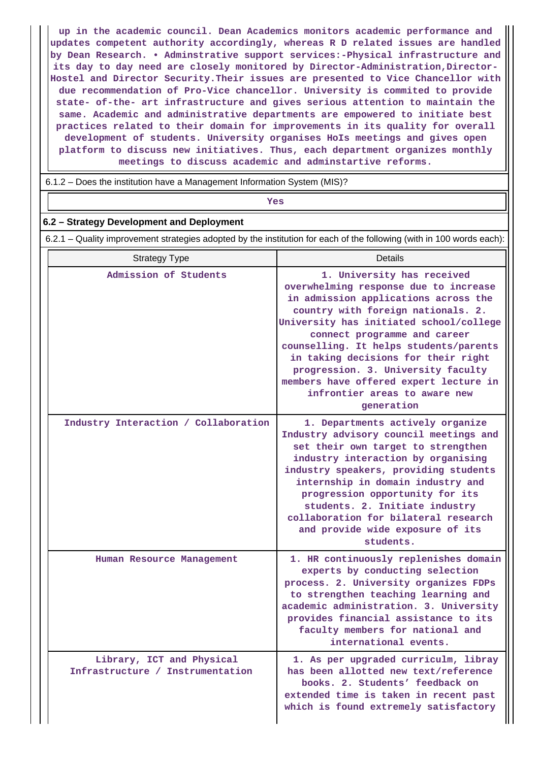up in the academic council. Dean Academics monitors academic performance and updates competent authority accordingly, whereas R D related issues are handled by Dean Research. • Adminstrative support services:-Physical infrastructure and its day to day need are closely monitored by Director-Administration,Director-Hostel and Director Security.Their issues are presented to Vice Chancellor with due recommendation of Pro-Vice chancellor. University is commited to provide state- of-the- art infrastructure and gives serious attention to maintain the same. Academic and administrative departments are empowered to initiate best practices related to their domain for improvements in its quality for overall development of students. University organises HoIs meetings and gives open platform to discuss new initiatives. Thus, each department organizes monthly meetings to discuss academic and adminstartive reforms.

6.1.2 – Does the institution have a Management Information System (MIS)?

Yes

### 6.2 – Strategy Development and Deployment

6.2.1 – Quality improvement strategies adopted by the institution for each of the following (with in 100 words each):

| Strategy Type | Details |
|---|---|
| Admission of Students | 1. University has received overwhelming response due to increase in admission applications across the country with foreign nationals. 2. University has initiated school/college connect programme and career counselling. It helps students/parents in taking decisions for their right progression. 3. University faculty members have offered expert lecture in infrontier areas to aware new generation |
| Industry Interaction / Collaboration | 1. Departments actively organize Industry advisory council meetings and set their own target to strengthen industry interaction by organising industry speakers, providing students internship in domain industry and progression opportunity for its students. 2. Initiate industry collaboration for bilateral research and provide wide exposure of its students. |
| Human Resource Management | 1. HR continuously replenishes domain experts by conducting selection process. 2. University organizes FDPs to strengthen teaching learning and academic administration. 3. University provides financial assistance to its faculty members for national and international events. |
| Library, ICT and Physical Infrastructure / Instrumentation | 1. As per upgraded curriculm, libray has been allotted new text/reference books. 2. Students' feedback on extended time is taken in recent past which is found extremely satisfactory |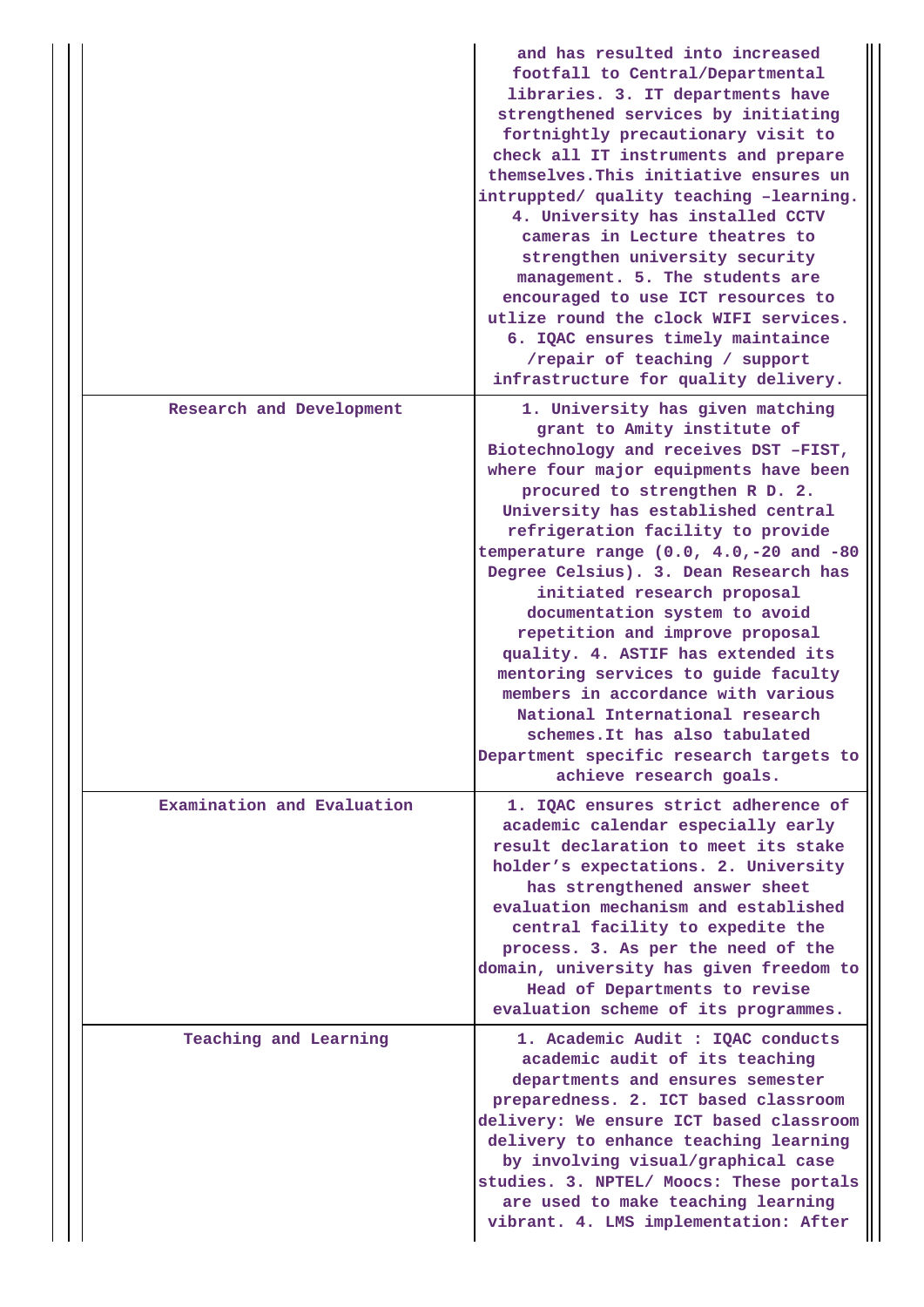|  |  |
|---|---|
|  | and has resulted into increased footfall to Central/Departmental libraries. 3. IT departments have strengthened services by initiating fortnightly precautionary visit to check all IT instruments and prepare themselves.This initiative ensures un intruppted/ quality teaching –learning. 4. University has installed CCTV cameras in Lecture theatres to strengthen university security management. 5. The students are encouraged to use ICT resources to utlize round the clock WIFI services. 6. IQAC ensures timely maintaince /repair of teaching / support infrastructure for quality delivery. |
| Research and Development | 1. University has given matching grant to Amity institute of Biotechnology and receives DST –FIST, where four major equipments have been procured to strengthen R D. 2. University has established central refrigeration facility to provide temperature range (0.0, 4.0,-20 and -80 Degree Celsius). 3. Dean Research has initiated research proposal documentation system to avoid repetition and improve proposal quality. 4. ASTIF has extended its mentoring services to guide faculty members in accordance with various National International research schemes.It has also tabulated Department specific research targets to achieve research goals. |
| Examination and Evaluation | 1. IQAC ensures strict adherence of academic calendar especially early result declaration to meet its stake holder’s expectations. 2. University has strengthened answer sheet evaluation mechanism and established central facility to expedite the process. 3. As per the need of the domain, university has given freedom to Head of Departments to revise evaluation scheme of its programmes. |
| Teaching and Learning | 1. Academic Audit : IQAC conducts academic audit of its teaching departments and ensures semester preparedness. 2. ICT based classroom delivery: We ensure ICT based classroom delivery to enhance teaching learning by involving visual/graphical case studies. 3. NPTEL/ Moocs: These portals are used to make teaching learning vibrant. 4. LMS implementation: After |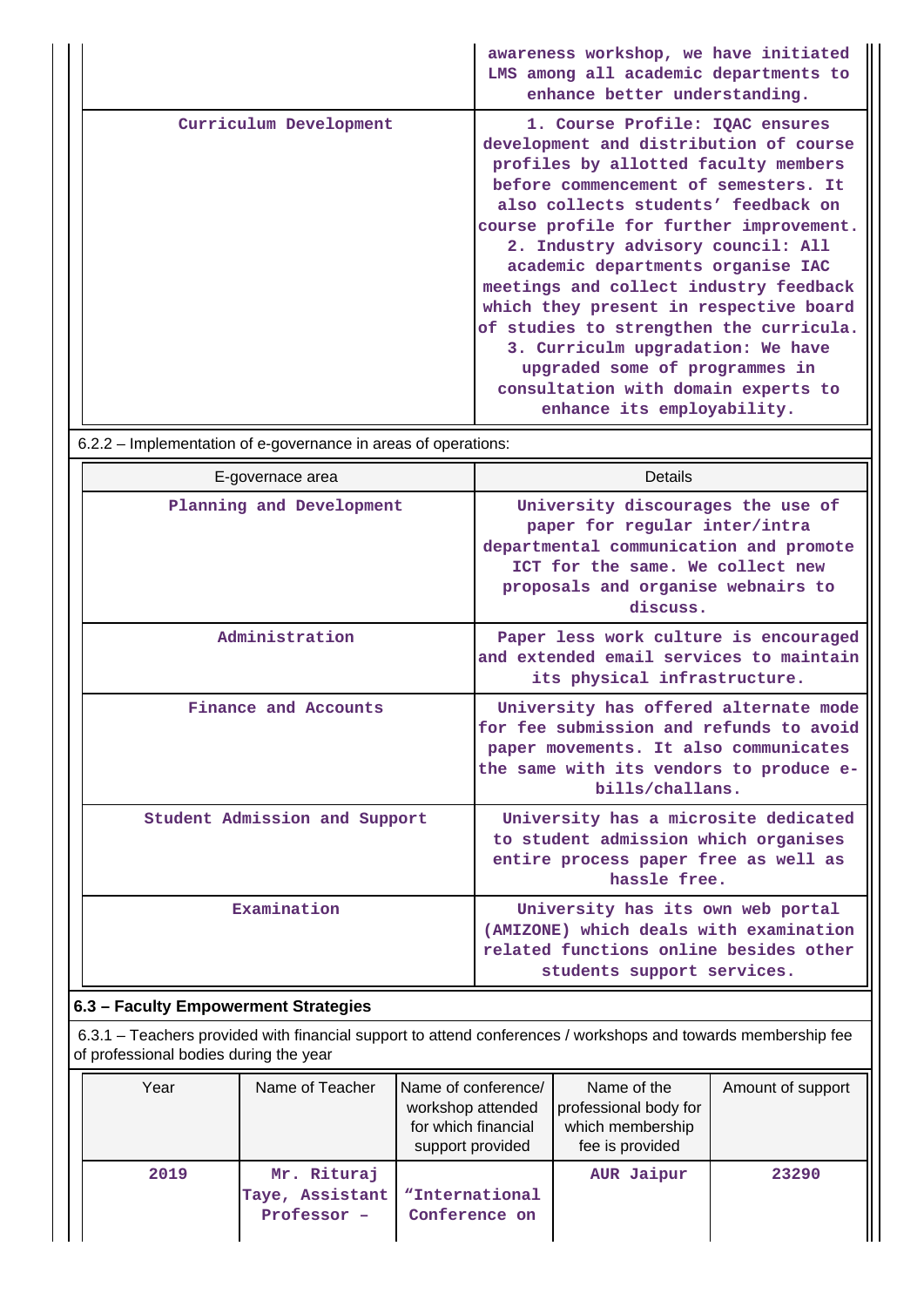| | |
|---|---|
| | awareness workshop, we have initiated LMS among all academic departments to enhance better understanding. |
| Curriculum Development | 1. Course Profile: IQAC ensures development and distribution of course profiles by allotted faculty members before commencement of semesters. It also collects students' feedback on course profile for further improvement. 2. Industry advisory council: All academic departments organise IAC meetings and collect industry feedback which they present in respective board of studies to strengthen the curricula. 3. Curriculm upgradation: We have upgraded some of programmes in consultation with domain experts to enhance its employability. |

6.2.2 – Implementation of e-governance in areas of operations:

| E-governace area | Details |
|---|---|
| Planning and Development | University discourages the use of paper for regular inter/intra departmental communication and promote ICT for the same. We collect new proposals and organise webnairs to discuss. |
| Administration | Paper less work culture is encouraged and extended email services to maintain its physical infrastructure. |
| Finance and Accounts | University has offered alternate mode for fee submission and refunds to avoid paper movements. It also communicates the same with its vendors to produce e-bills/challans. |
| Student Admission and Support | University has a microsite dedicated to student admission which organises entire process paper free as well as hassle free. |
| Examination | University has its own web portal (AMIZONE) which deals with examination related functions online besides other students support services. |

**6.3 – Faculty Empowerment Strategies**

6.3.1 – Teachers provided with financial support to attend conferences / workshops and towards membership fee of professional bodies during the year

| Year | Name of Teacher | Name of conference/ workshop attended for which financial support provided | Name of the professional body for which membership fee is provided | Amount of support |
|---|---|---|---|---|
| 2019 | Mr. Rituraj Taye, Assistant Professor – | "International Conference on | AUR Jaipur | 23290 |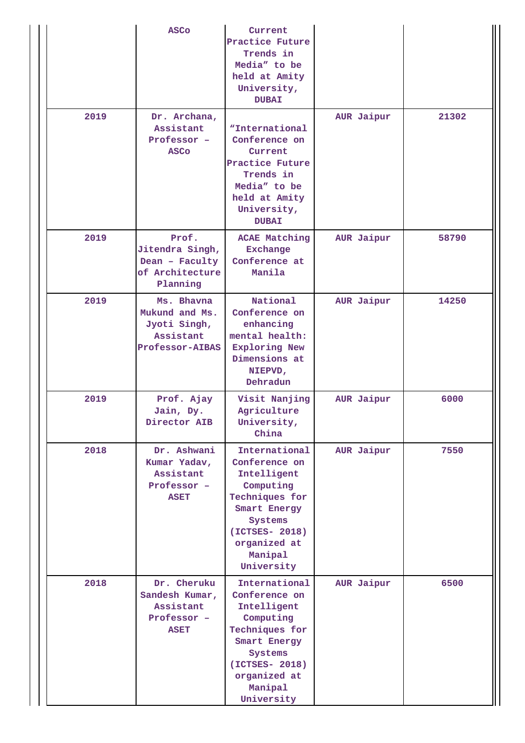| | ASCo | Current Practice Future Trends in Media" to be held at Amity University, DUBAI | | |
|---|---|---|---|---|
| 2019 | Dr. Archana, Assistant Professor – ASCo | "International Conference on Current Practice Future Trends in Media" to be held at Amity University, DUBAI | AUR Jaipur | 21302 |
| 2019 | Prof. Jitendra Singh, Dean – Faculty of Architecture Planning | ACAE Matching Exchange Conference at Manila | AUR Jaipur | 58790 |
| 2019 | Ms. Bhavna Mukund and Ms. Jyoti Singh, Assistant Professor-AIBAS | National Conference on enhancing mental health: Exploring New Dimensions at NIEPVD, Dehradun | AUR Jaipur | 14250 |
| 2019 | Prof. Ajay Jain, Dy. Director AIB | Visit Nanjing Agriculture University, China | AUR Jaipur | 6000 |
| 2018 | Dr. Ashwani Kumar Yadav, Assistant Professor – ASET | International Conference on Intelligent Computing Techniques for Smart Energy Systems (ICTSES- 2018) organized at Manipal University | AUR Jaipur | 7550 |
| 2018 | Dr. Cheruku Sandesh Kumar, Assistant Professor – ASET | International Conference on Intelligent Computing Techniques for Smart Energy Systems (ICTSES- 2018) organized at Manipal University | AUR Jaipur | 6500 |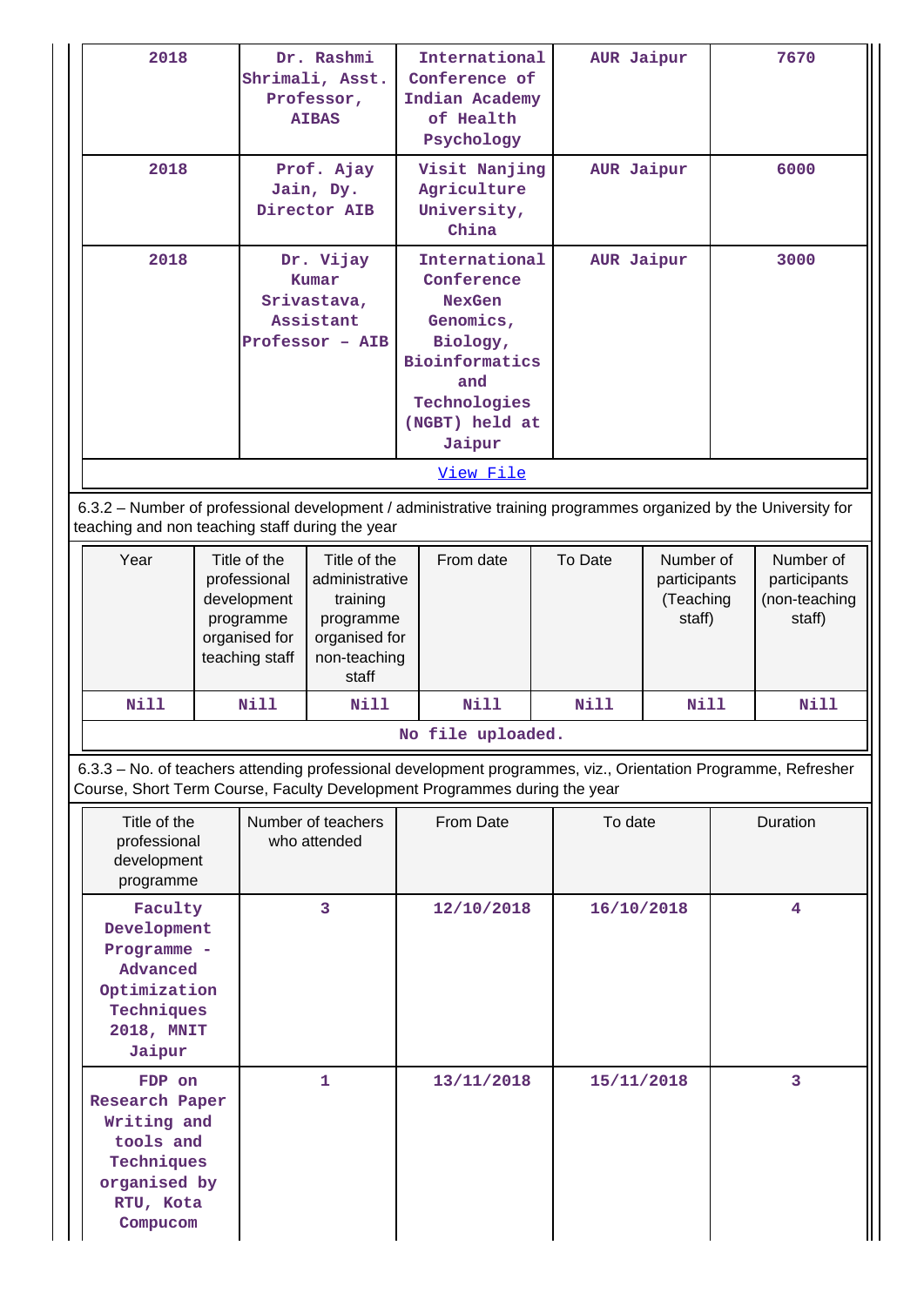| | | | | |
|---|---|---|---|---|
| 2018 | Dr. Rashmi Shrimali, Asst. Professor, AIBAS | International Conference of Indian Academy of Health Psychology | AUR Jaipur | 7670 |
| 2018 | Prof. Ajay Jain, Dy. Director AIB | Visit Nanjing Agriculture University, China | AUR Jaipur | 6000 |
| 2018 | Dr. Vijay Kumar Srivastava, Assistant Professor – AIB | International Conference NexGen Genomics, Biology, Bioinformatics and Technologies (NGBT) held at Jaipur | AUR Jaipur | 3000 |

View File

6.3.2 – Number of professional development / administrative training programmes organized by the University for teaching and non teaching staff during the year

| Year | Title of the professional development programme organised for teaching staff | Title of the administrative training programme organised for non-teaching staff | From date | To Date | Number of participants (Teaching staff) | Number of participants (non-teaching staff) |
|---|---|---|---|---|---|---|
| Nill | Nill | Nill | Nill | Nill | Nill | Nill |

No file uploaded.

6.3.3 – No. of teachers attending professional development programmes, viz., Orientation Programme, Refresher Course, Short Term Course, Faculty Development Programmes during the year

| Title of the professional development programme | Number of teachers who attended | From Date | To date | Duration |
|---|---|---|---|---|
| Faculty Development Programme - Advanced Optimization Techniques 2018, MNIT Jaipur | 3 | 12/10/2018 | 16/10/2018 | 4 |
| FDP on Research Paper Writing and tools and Techniques organised by RTU, Kota Compucom | 1 | 13/11/2018 | 15/11/2018 | 3 |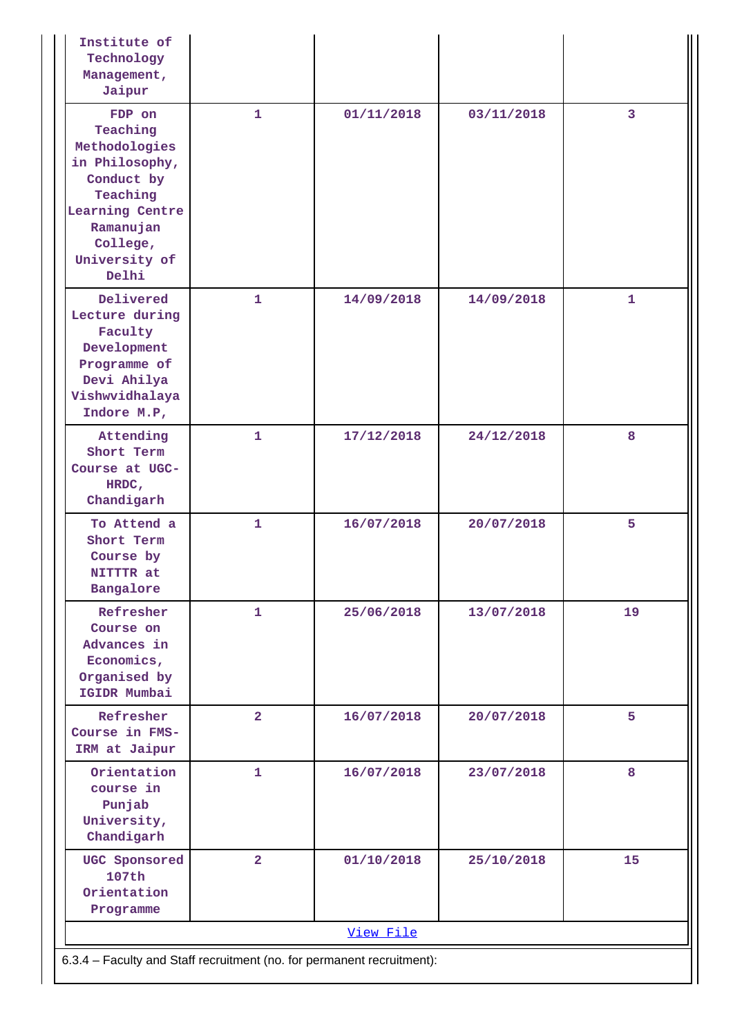| | | | | |
|---|---|---|---|---|
| Institute of Technology Management, Jaipur | | | | |
| FDP on Teaching Methodologies in Philosophy, Conduct by Teaching Learning Centre Ramanujan College, University of Delhi | 1 | 01/11/2018 | 03/11/2018 | 3 |
| Delivered Lecture during Faculty Development Programme of Devi Ahilya Vishwvidhalaya Indore M.P, | 1 | 14/09/2018 | 14/09/2018 | 1 |
| Attending Short Term Course at UGC-HRDC, Chandigarh | 1 | 17/12/2018 | 24/12/2018 | 8 |
| To Attend a Short Term Course by NITTTR at Bangalore | 1 | 16/07/2018 | 20/07/2018 | 5 |
| Refresher Course on Advances in Economics, Organised by IGIDR Mumbai | 1 | 25/06/2018 | 13/07/2018 | 19 |
| Refresher Course in FMS-IRM at Jaipur | 2 | 16/07/2018 | 20/07/2018 | 5 |
| Orientation course in Punjab University, Chandigarh | 1 | 16/07/2018 | 23/07/2018 | 8 |
| UGC Sponsored 107th Orientation Programme | 2 | 01/10/2018 | 25/10/2018 | 15 |

View File

6.3.4 – Faculty and Staff recruitment (no. for permanent recruitment):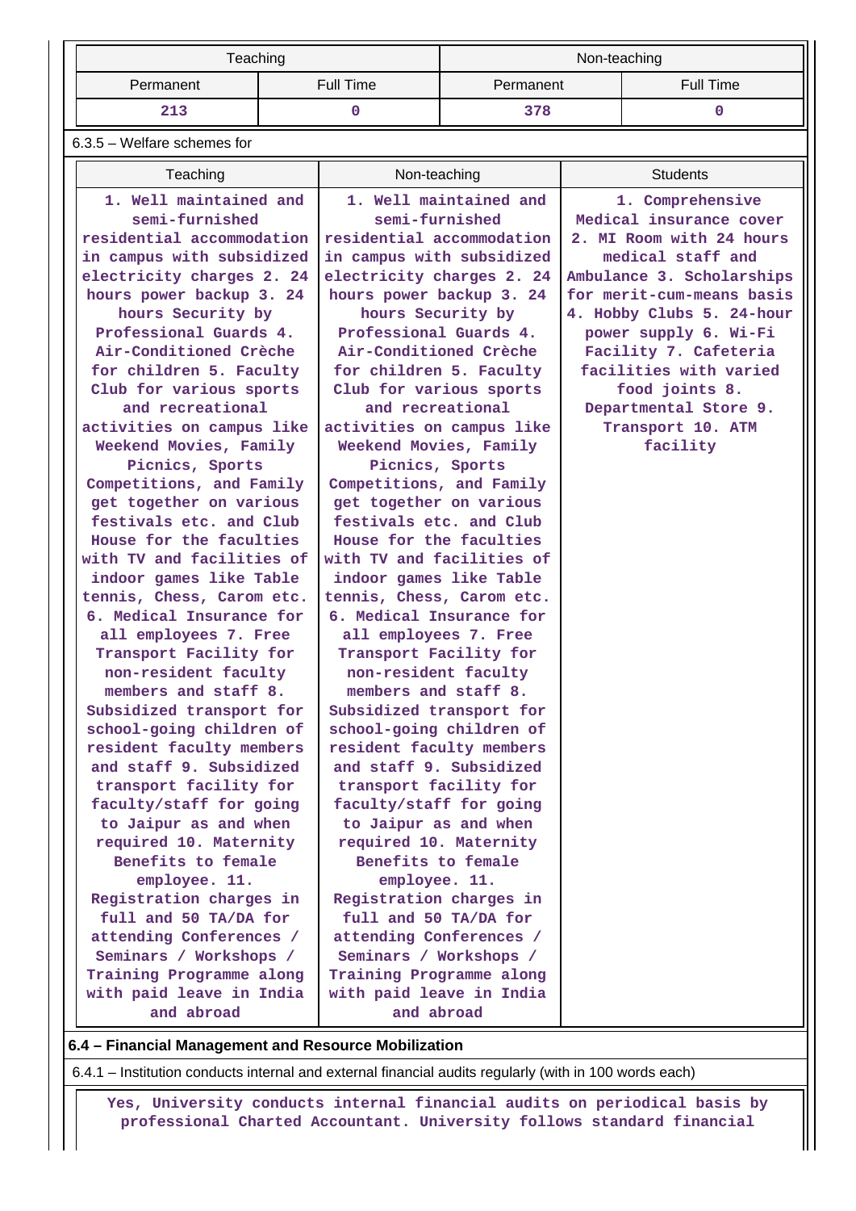| Teaching | | Non-teaching | |
|---|---|---|---|
| Permanent | Full Time | Permanent | Full Time |
| 213 | 0 | 378 | 0 |

6.3.5 – Welfare schemes for

| Teaching | Non-teaching | Students |
|---|---|---|
| 1. Well maintained and semi-furnished residential accommodation in campus with subsidized electricity charges 2. 24 hours power backup 3. 24 hours Security by Professional Guards 4. Air-Conditioned Crèche for children 5. Faculty Club for various sports and recreational activities on campus like Weekend Movies, Family Picnics, Sports Competitions, and Family get together on various festivals etc. and Club House for the faculties with TV and facilities of indoor games like Table tennis, Chess, Carom etc. 6. Medical Insurance for all employees 7. Free Transport Facility for non-resident faculty members and staff 8. Subsidized transport for school-going children of resident faculty members and staff 9. Subsidized transport facility for faculty/staff for going to Jaipur as and when required 10. Maternity Benefits to female employee. 11. Registration charges in full and 50 TA/DA for attending Conferences / Seminars / Workshops / Training Programme along with paid leave in India and abroad | 1. Well maintained and semi-furnished residential accommodation in campus with subsidized electricity charges 2. 24 hours power backup 3. 24 hours Security by Professional Guards 4. Air-Conditioned Crèche for children 5. Faculty Club for various sports and recreational activities on campus like Weekend Movies, Family Picnics, Sports Competitions, and Family get together on various festivals etc. and Club House for the faculties with TV and facilities of indoor games like Table tennis, Chess, Carom etc. 6. Medical Insurance for all employees 7. Free Transport Facility for non-resident faculty members and staff 8. Subsidized transport for school-going children of resident faculty members and staff 9. Subsidized transport facility for faculty/staff for going to Jaipur as and when required 10. Maternity Benefits to female employee. 11. Registration charges in full and 50 TA/DA for attending Conferences / Seminars / Workshops / Training Programme along with paid leave in India and abroad | 1. Comprehensive Medical insurance cover 2. MI Room with 24 hours medical staff and Ambulance 3. Scholarships for merit-cum-means basis 4. Hobby Clubs 5. 24-hour power supply 6. Wi-Fi Facility 7. Cafeteria facilities with varied food joints 8. Departmental Store 9. Transport 10. ATM facility |

**6.4 – Financial Management and Resource Mobilization**

6.4.1 – Institution conducts internal and external financial audits regularly (with in 100 words each)

Yes, University conducts internal financial audits on periodical basis by professional Charted Accountant. University follows standard financial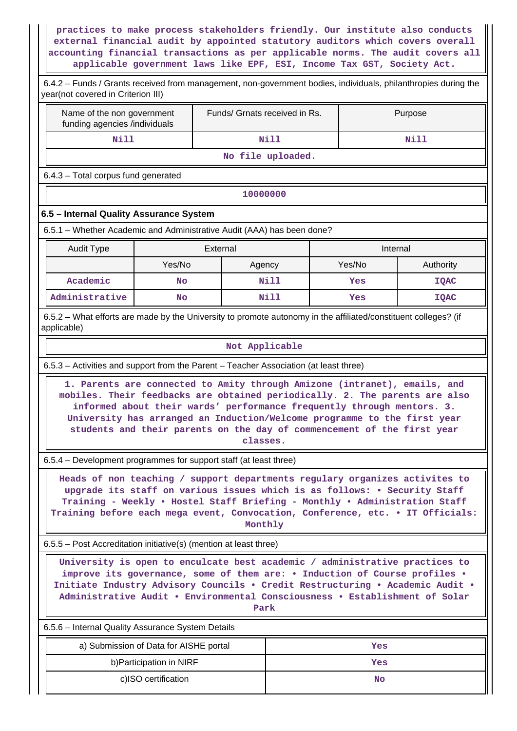practices to make process stakeholders friendly. Our institute also conducts external financial audit by appointed statutory auditors which covers overall accounting financial transactions as per applicable norms. The audit covers all applicable government laws like EPF, ESI, Income Tax GST, Society Act.

6.4.2 – Funds / Grants received from management, non-government bodies, individuals, philanthropies during the year(not covered in Criterion III)

| Name of the non government funding agencies /individuals | Funds/ Grnats received in Rs. | Purpose |
|---|---|---|
| Nill | Nill | Nill |

No file uploaded.

6.4.3 – Total corpus fund generated

10000000

## 6.5 – Internal Quality Assurance System

6.5.1 – Whether Academic and Administrative Audit (AAA) has been done?

| Audit Type | External | | Internal | |
|---|---|---|---|---|
| | Yes/No | Agency | Yes/No | Authority |
| Academic | No | Nill | Yes | IQAC |
| Administrative | No | Nill | Yes | IQAC |

6.5.2 – What efforts are made by the University to promote autonomy in the affiliated/constituent colleges? (if applicable)

Not Applicable

6.5.3 – Activities and support from the Parent – Teacher Association (at least three)

1. Parents are connected to Amity through Amizone (intranet), emails, and mobiles. Their feedbacks are obtained periodically. 2. The parents are also informed about their wards' performance frequently through mentors. 3. University has arranged an Induction/Welcome programme to the first year students and their parents on the day of commencement of the first year classes.

6.5.4 – Development programmes for support staff (at least three)

Heads of non teaching / support departments regulary organizes activites to upgrade its staff on various issues which is as follows: • Security Staff Training - Weekly • Hostel Staff Briefing - Monthly • Administration Staff Training before each mega event, Convocation, Conference, etc. • IT Officials: Monthly

6.5.5 – Post Accreditation initiative(s) (mention at least three)

University is open to enculcate best academic / administrative practices to improve its governance, some of them are: • Induction of Course profiles • Initiate Industry Advisory Councils • Credit Restructuring • Academic Audit • Administrative Audit • Environmental Consciousness • Establishment of Solar Park

6.5.6 – Internal Quality Assurance System Details

| | |
|---|---|
| a) Submission of Data for AISHE portal | Yes |
| b)Participation in NIRF | Yes |
| c)ISO certification | No |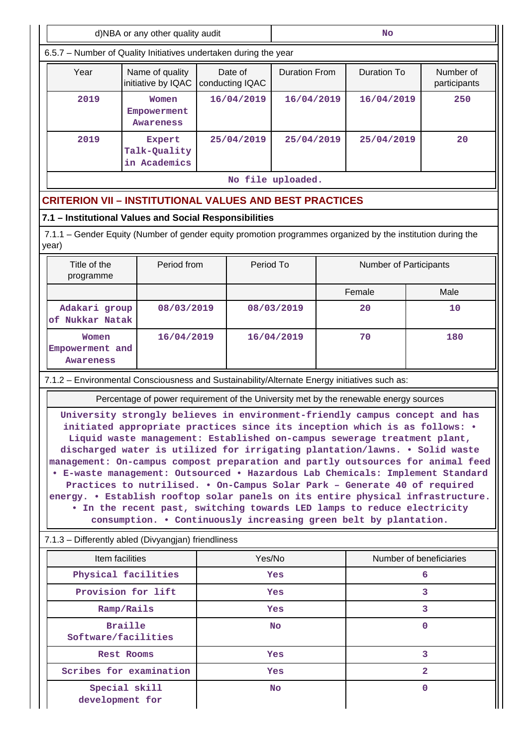| d)NBA or any other quality audit | No |
|---|---|

6.5.7 – Number of Quality Initiatives undertaken during the year

| Year | Name of quality initiative by IQAC | Date of conducting IQAC | Duration From | Duration To | Number of participants |
|---|---|---|---|---|---|
| 2019 | Women Empowerment Awareness | 16/04/2019 | 16/04/2019 | 16/04/2019 | 250 |
| 2019 | Expert Talk-Quality in Academics | 25/04/2019 | 25/04/2019 | 25/04/2019 | 20 |

No file uploaded.

## CRITERION VII – INSTITUTIONAL VALUES AND BEST PRACTICES

### 7.1 – Institutional Values and Social Responsibilities

7.1.1 – Gender Equity (Number of gender equity promotion programmes organized by the institution during the year)

| Title of the programme | Period from | Period To | Number of Participants | |
|---|---|---|---|---|
| | | | Female | Male |
| Adakari group of Nukkar Natak | 08/03/2019 | 08/03/2019 | 20 | 10 |
| Women Empowerment and Awareness | 16/04/2019 | 16/04/2019 | 70 | 180 |

7.1.2 – Environmental Consciousness and Sustainability/Alternate Energy initiatives such as:

| Percentage of power requirement of the University met by the renewable energy sources |
|---|
| University strongly believes in environment-friendly campus concept and has initiated appropriate practices since its inception which is as follows: • Liquid waste management: Established on-campus sewerage treatment plant, discharged water is utilized for irrigating plantation/lawns. • Solid waste management: On-campus compost preparation and partly outsources for animal feed • E-waste management: Outsourced • Hazardous Lab Chemicals: Implement Standard Practices to nutrilised. • On-Campus Solar Park – Generate 40 of required energy. • Establish rooftop solar panels on its entire physical infrastructure. • In the recent past, switching towards LED lamps to reduce electricity consumption. • Continuously increasing green belt by plantation. |

7.1.3 – Differently abled (Divyangjan) friendliness

| Item facilities | Yes/No | Number of beneficiaries |
|---|---|---|
| Physical facilities | Yes | 6 |
| Provision for lift | Yes | 3 |
| Ramp/Rails | Yes | 3 |
| Braille Software/facilities | No | 0 |
| Rest Rooms | Yes | 3 |
| Scribes for examination | Yes | 2 |
| Special skill development for | No | 0 |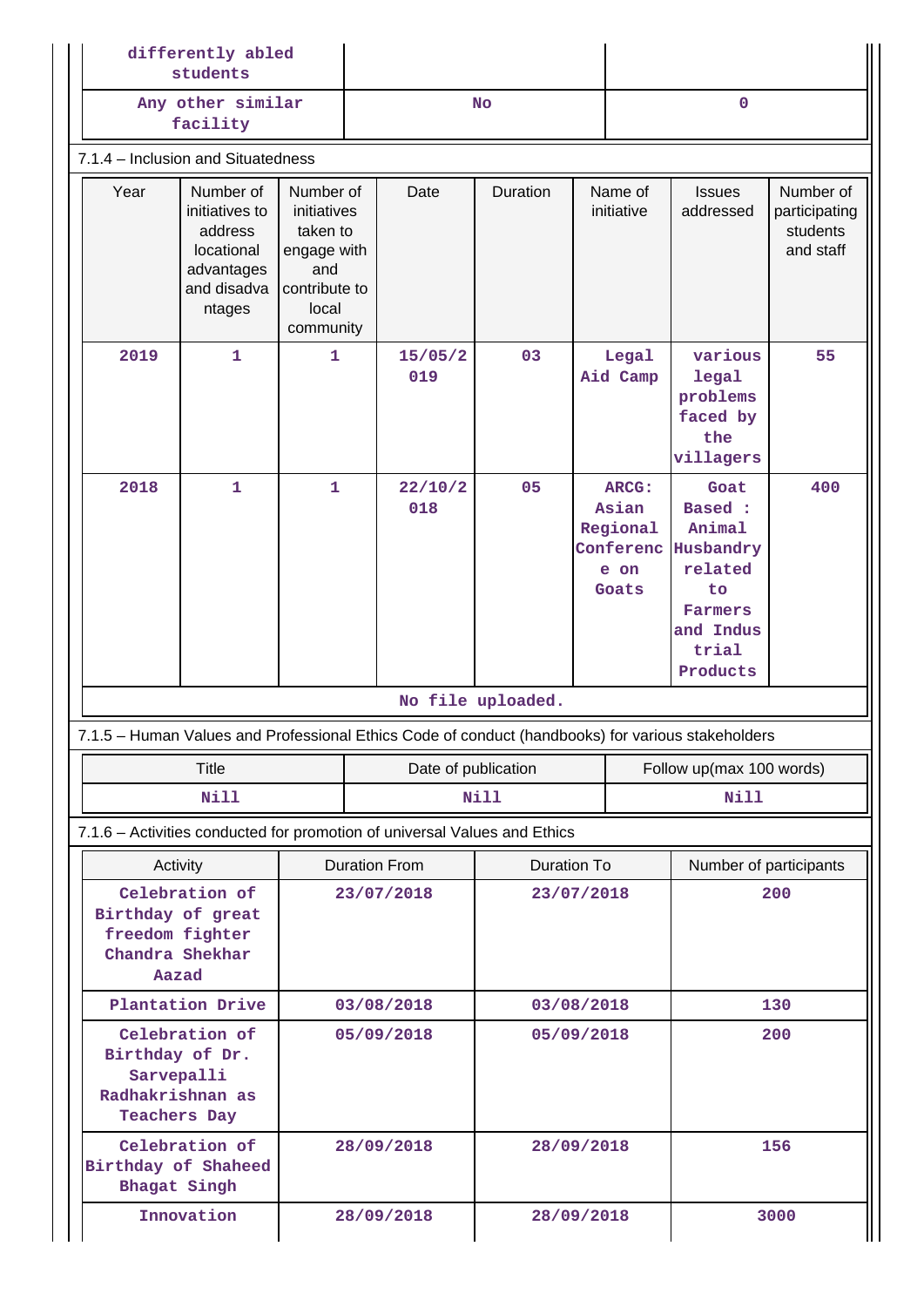| differently abled students | | |
|---|---|---|
| Any other similar facility | No | 0 |

7.1.4 – Inclusion and Situatedness

| Year | Number of initiatives to address locational advantages and disadvantages | Number of initiatives taken to engage with and contribute to local community | Date | Duration | Name of initiative | Issues addressed | Number of participating students and staff |
|---|---|---|---|---|---|---|---|
| 2019 | 1 | 1 | 15/05/2019 | 03 | Legal Aid Camp | various legal problems faced by the villagers | 55 |
| 2018 | 1 | 1 | 22/10/2018 | 05 | ARCG: Asian Regional Conference on Goats | Goat Based : Animal Husbandry related to Farmers and Industrial Products | 400 |

No file uploaded.

7.1.5 – Human Values and Professional Ethics Code of conduct (handbooks) for various stakeholders

| Title | Date of publication | Follow up(max 100 words) |
|---|---|---|
| Nill | Nill | Nill |

7.1.6 – Activities conducted for promotion of universal Values and Ethics

| Activity | Duration From | Duration To | Number of participants |
|---|---|---|---|
| Celebration of Birthday of great freedom fighter Chandra Shekhar Aazad | 23/07/2018 | 23/07/2018 | 200 |
| Plantation Drive | 03/08/2018 | 03/08/2018 | 130 |
| Celebration of Birthday of Dr. Sarvepalli Radhakrishnan as Teachers Day | 05/09/2018 | 05/09/2018 | 200 |
| Celebration of Birthday of Shaheed Bhagat Singh | 28/09/2018 | 28/09/2018 | 156 |
| Innovation | 28/09/2018 | 28/09/2018 | 3000 |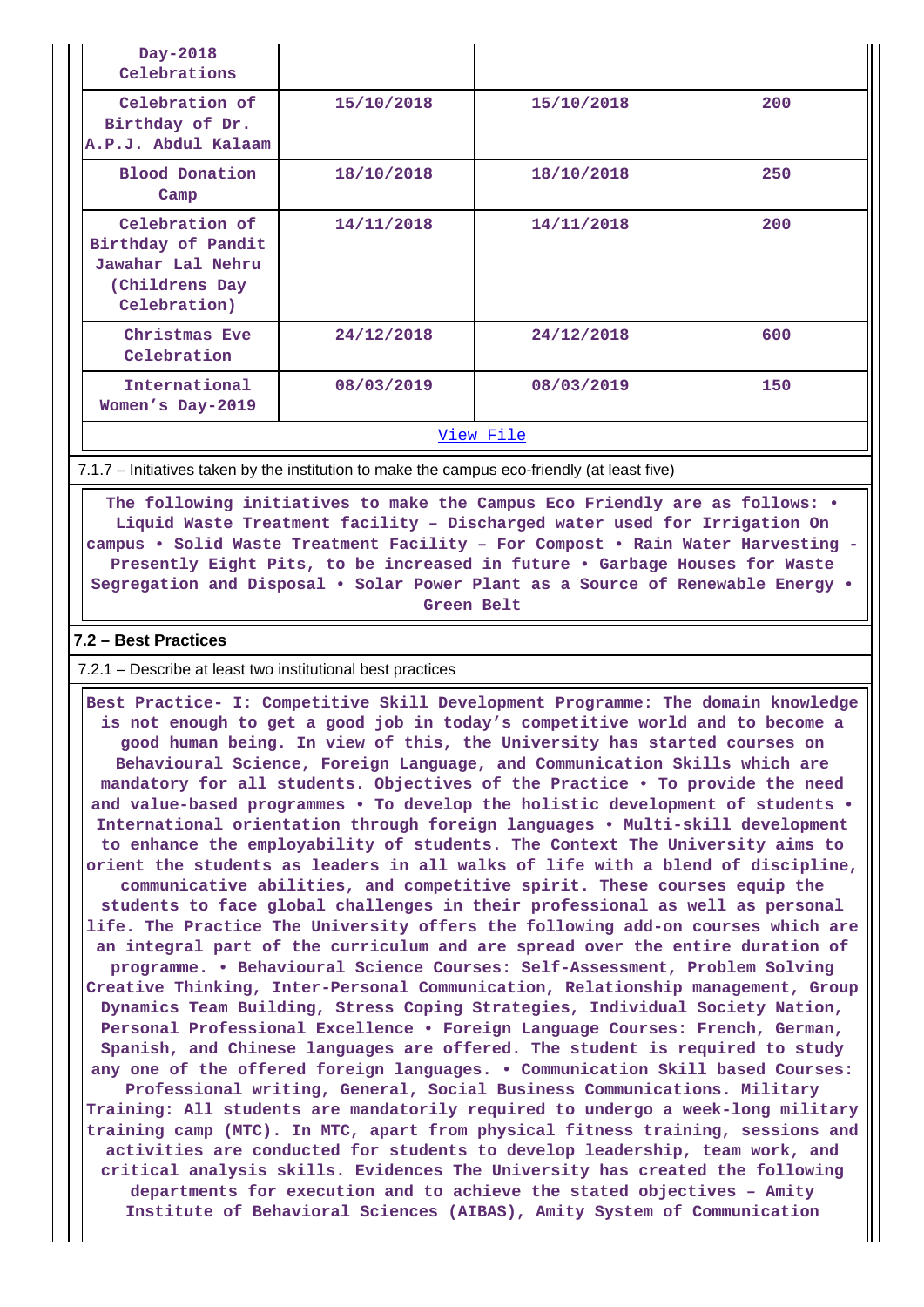| | | | |
|---|---|---|---|
| Day-2018 Celebrations | | | |
| Celebration of Birthday of Dr. A.P.J. Abdul Kalaam | 15/10/2018 | 15/10/2018 | 200 |
| Blood Donation Camp | 18/10/2018 | 18/10/2018 | 250 |
| Celebration of Birthday of Pandit Jawahar Lal Nehru (Childrens Day Celebration) | 14/11/2018 | 14/11/2018 | 200 |
| Christmas Eve Celebration | 24/12/2018 | 24/12/2018 | 600 |
| International Women's Day-2019 | 08/03/2019 | 08/03/2019 | 150 |

View File

7.1.7 – Initiatives taken by the institution to make the campus eco-friendly (at least five)

The following initiatives to make the Campus Eco Friendly are as follows: • Liquid Waste Treatment facility – Discharged water used for Irrigation On campus • Solid Waste Treatment Facility – For Compost • Rain Water Harvesting - Presently Eight Pits, to be increased in future • Garbage Houses for Waste Segregation and Disposal • Solar Power Plant as a Source of Renewable Energy • Green Belt

## 7.2 – Best Practices

7.2.1 – Describe at least two institutional best practices

Best Practice- I: Competitive Skill Development Programme: The domain knowledge is not enough to get a good job in today's competitive world and to become a good human being. In view of this, the University has started courses on Behavioural Science, Foreign Language, and Communication Skills which are mandatory for all students. Objectives of the Practice • To provide the need and value-based programmes • To develop the holistic development of students • International orientation through foreign languages • Multi-skill development to enhance the employability of students. The Context The University aims to orient the students as leaders in all walks of life with a blend of discipline, communicative abilities, and competitive spirit. These courses equip the students to face global challenges in their professional as well as personal life. The Practice The University offers the following add-on courses which are an integral part of the curriculum and are spread over the entire duration of programme. • Behavioural Science Courses: Self-Assessment, Problem Solving Creative Thinking, Inter-Personal Communication, Relationship management, Group Dynamics Team Building, Stress Coping Strategies, Individual Society Nation, Personal Professional Excellence • Foreign Language Courses: French, German, Spanish, and Chinese languages are offered. The student is required to study any one of the offered foreign languages. • Communication Skill based Courses: Professional writing, General, Social Business Communications. Military Training: All students are mandatorily required to undergo a week-long military training camp (MTC). In MTC, apart from physical fitness training, sessions and activities are conducted for students to develop leadership, team work, and critical analysis skills. Evidences The University has created the following departments for execution and to achieve the stated objectives – Amity Institute of Behavioral Sciences (AIBAS), Amity System of Communication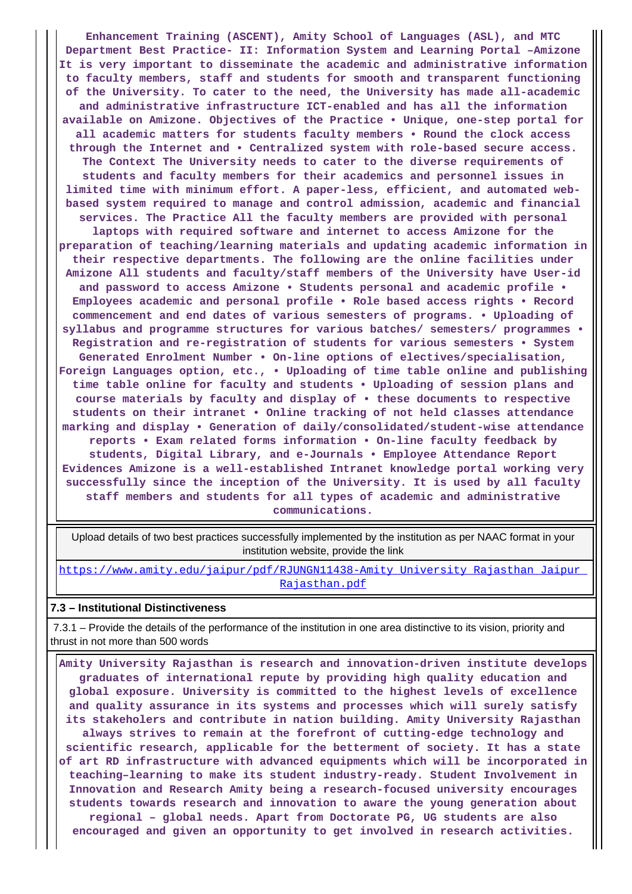Enhancement Training (ASCENT), Amity School of Languages (ASL), and MTC Department Best Practice- II: Information System and Learning Portal –Amizone It is very important to disseminate the academic and administrative information to faculty members, staff and students for smooth and transparent functioning of the University. To cater to the need, the University has made all-academic and administrative infrastructure ICT-enabled and has all the information available on Amizone. Objectives of the Practice • Unique, one-step portal for all academic matters for students faculty members • Round the clock access through the Internet and • Centralized system with role-based secure access. The Context The University needs to cater to the diverse requirements of students and faculty members for their academics and personnel issues in limited time with minimum effort. A paper-less, efficient, and automated web-based system required to manage and control admission, academic and financial services. The Practice All the faculty members are provided with personal laptops with required software and internet to access Amizone for the preparation of teaching/learning materials and updating academic information in their respective departments. The following are the online facilities under Amizone All students and faculty/staff members of the University have User-id and password to access Amizone • Students personal and academic profile • Employees academic and personal profile • Role based access rights • Record commencement and end dates of various semesters of programs. • Uploading of syllabus and programme structures for various batches/ semesters/ programmes • Registration and re-registration of students for various semesters • System Generated Enrolment Number • On-line options of electives/specialisation, Foreign Languages option, etc., • Uploading of time table online and publishing time table online for faculty and students • Uploading of session plans and course materials by faculty and display of • these documents to respective students on their intranet • Online tracking of not held classes attendance marking and display • Generation of daily/consolidated/student-wise attendance reports • Exam related forms information • On-line faculty feedback by students, Digital Library, and e-Journals • Employee Attendance Report Evidences Amizone is a well-established Intranet knowledge portal working very successfully since the inception of the University. It is used by all faculty staff members and students for all types of academic and administrative communications.

| Upload details of two best practices successfully implemented by the institution as per NAAC format in your institution website, provide the link |
|---|
| https://www.amity.edu/jaipur/pdf/RJUNGN11438-Amity University Rajasthan Jaipur Rajasthan.pdf |

**7.3 – Institutional Distinctiveness**

7.3.1 – Provide the details of the performance of the institution in one area distinctive to its vision, priority and thrust in not more than 500 words

Amity University Rajasthan is research and innovation-driven institute develops graduates of international repute by providing high quality education and global exposure. University is committed to the highest levels of excellence and quality assurance in its systems and processes which will surely satisfy its stakeholders and contribute in nation building. Amity University Rajasthan always strives to remain at the forefront of cutting-edge technology and scientific research, applicable for the betterment of society. It has a state of art RD infrastructure with advanced equipments which will be incorporated in teaching–learning to make its student industry-ready. Student Involvement in Innovation and Research Amity being a research-focused university encourages students towards research and innovation to aware the young generation about regional – global needs. Apart from Doctorate PG, UG students are also encouraged and given an opportunity to get involved in research activities.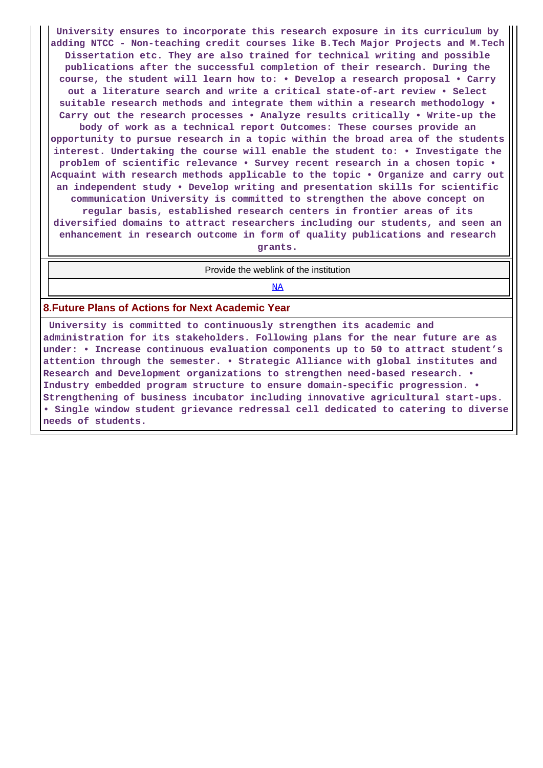**University ensures to incorporate this research exposure in its curriculum by adding NTCC - Non-teaching credit courses like B.Tech Major Projects and M.Tech Dissertation etc. They are also trained for technical writing and possible publications after the successful completion of their research. During the course, the student will learn how to: • Develop a research proposal • Carry out a literature search and write a critical state-of-art review • Select suitable research methods and integrate them within a research methodology • Carry out the research processes • Analyze results critically • Write-up the body of work as a technical report Outcomes: These courses provide an opportunity to pursue research in a topic within the broad area of the students interest. Undertaking the course will enable the student to: • Investigate the problem of scientific relevance • Survey recent research in a chosen topic • Acquaint with research methods applicable to the topic • Organize and carry out an independent study • Develop writing and presentation skills for scientific communication University is committed to strengthen the above concept on regular basis, established research centers in frontier areas of its diversified domains to attract researchers including our students, and seen an enhancement in research outcome in form of quality publications and research grants.**

| Provide the weblink of the institution |
|---|
| NA |

## 8.Future Plans of Actions for Next Academic Year

**University is committed to continuously strengthen its academic and administration for its stakeholders. Following plans for the near future are as under: • Increase continuous evaluation components up to 50 to attract student's attention through the semester. • Strategic Alliance with global institutes and Research and Development organizations to strengthen need-based research. • Industry embedded program structure to ensure domain-specific progression. • Strengthening of business incubator including innovative agricultural start-ups. • Single window student grievance redressal cell dedicated to catering to diverse needs of students.**